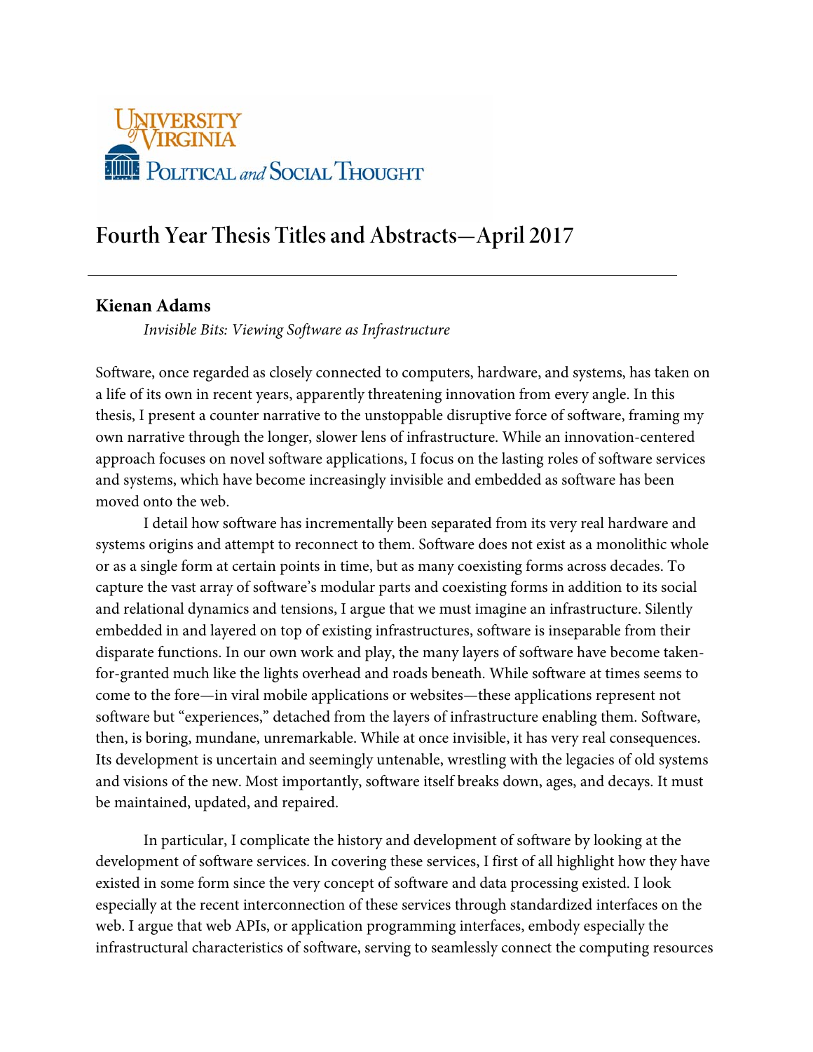University of Virginia
Political and Social Thought

# Fourth Year Thesis Titles and Abstracts—April 2017

---

## Kienan Adams

*Invisible Bits: Viewing Software as Infrastructure*

Software, once regarded as closely connected to computers, hardware, and systems, has taken on a life of its own in recent years, apparently threatening innovation from every angle. In this thesis, I present a counter narrative to the unstoppable disruptive force of software, framing my own narrative through the longer, slower lens of infrastructure. While an innovation-centered approach focuses on novel software applications, I focus on the lasting roles of software services and systems, which have become increasingly invisible and embedded as software has been moved onto the web.

I detail how software has incrementally been separated from its very real hardware and systems origins and attempt to reconnect to them. Software does not exist as a monolithic whole or as a single form at certain points in time, but as many coexisting forms across decades. To capture the vast array of software's modular parts and coexisting forms in addition to its social and relational dynamics and tensions, I argue that we must imagine an infrastructure. Silently embedded in and layered on top of existing infrastructures, software is inseparable from their disparate functions. In our own work and play, the many layers of software have become taken-for-granted much like the lights overhead and roads beneath. While software at times seems to come to the fore—in viral mobile applications or websites—these applications represent not software but "experiences," detached from the layers of infrastructure enabling them. Software, then, is boring, mundane, unremarkable. While at once invisible, it has very real consequences. Its development is uncertain and seemingly untenable, wrestling with the legacies of old systems and visions of the new. Most importantly, software itself breaks down, ages, and decays. It must be maintained, updated, and repaired.

In particular, I complicate the history and development of software by looking at the development of software services. In covering these services, I first of all highlight how they have existed in some form since the very concept of software and data processing existed. I look especially at the recent interconnection of these services through standardized interfaces on the web. I argue that web APIs, or application programming interfaces, embody especially the infrastructural characteristics of software, serving to seamlessly connect the computing resources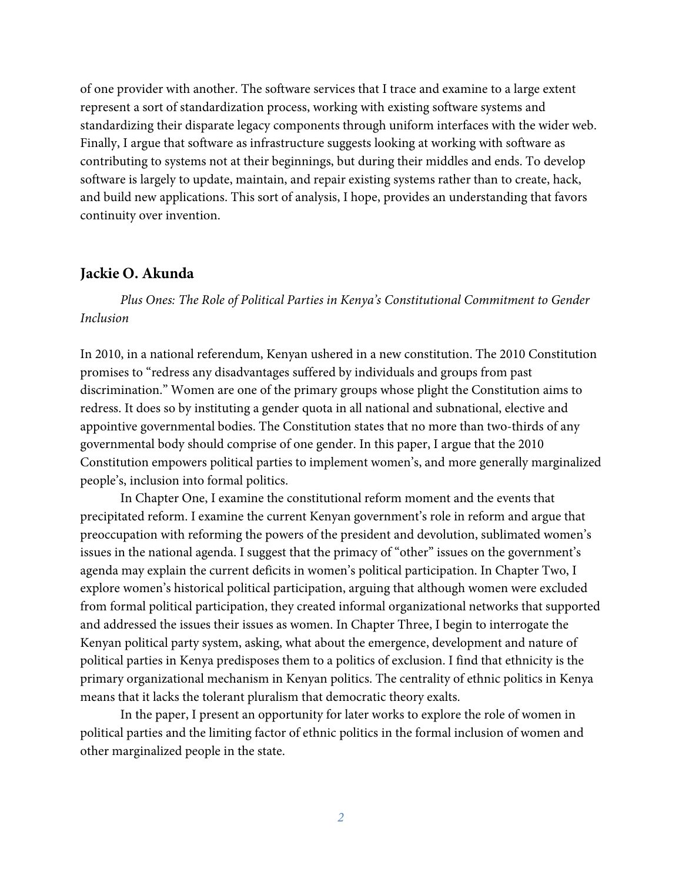of one provider with another. The software services that I trace and examine to a large extent represent a sort of standardization process, working with existing software systems and standardizing their disparate legacy components through uniform interfaces with the wider web. Finally, I argue that software as infrastructure suggests looking at working with software as contributing to systems not at their beginnings, but during their middles and ends. To develop software is largely to update, maintain, and repair existing systems rather than to create, hack, and build new applications. This sort of analysis, I hope, provides an understanding that favors continuity over invention.

## Jackie O. Akunda

*Plus Ones: The Role of Political Parties in Kenya's Constitutional Commitment to Gender Inclusion*

In 2010, in a national referendum, Kenyan ushered in a new constitution. The 2010 Constitution promises to "redress any disadvantages suffered by individuals and groups from past discrimination." Women are one of the primary groups whose plight the Constitution aims to redress. It does so by instituting a gender quota in all national and subnational, elective and appointive governmental bodies. The Constitution states that no more than two-thirds of any governmental body should comprise of one gender. In this paper, I argue that the 2010 Constitution empowers political parties to implement women's, and more generally marginalized people's, inclusion into formal politics.

In Chapter One, I examine the constitutional reform moment and the events that precipitated reform. I examine the current Kenyan government's role in reform and argue that preoccupation with reforming the powers of the president and devolution, sublimated women's issues in the national agenda. I suggest that the primacy of "other" issues on the government's agenda may explain the current deficits in women's political participation. In Chapter Two, I explore women's historical political participation, arguing that although women were excluded from formal political participation, they created informal organizational networks that supported and addressed the issues their issues as women. In Chapter Three, I begin to interrogate the Kenyan political party system, asking, what about the emergence, development and nature of political parties in Kenya predisposes them to a politics of exclusion. I find that ethnicity is the primary organizational mechanism in Kenyan politics. The centrality of ethnic politics in Kenya means that it lacks the tolerant pluralism that democratic theory exalts.

In the paper, I present an opportunity for later works to explore the role of women in political parties and the limiting factor of ethnic politics in the formal inclusion of women and other marginalized people in the state.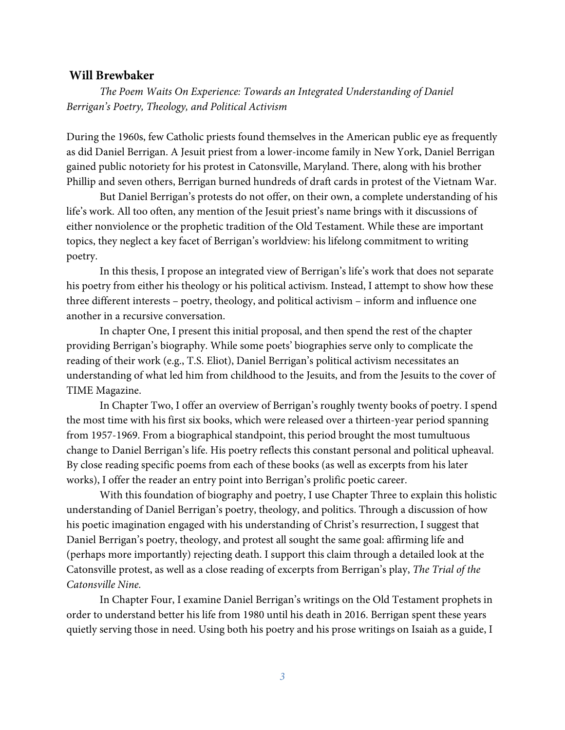**Will Brewbaker**

*The Poem Waits On Experience: Towards an Integrated Understanding of Daniel Berrigan's Poetry, Theology, and Political Activism*

During the 1960s, few Catholic priests found themselves in the American public eye as frequently as did Daniel Berrigan. A Jesuit priest from a lower-income family in New York, Daniel Berrigan gained public notoriety for his protest in Catonsville, Maryland. There, along with his brother Phillip and seven others, Berrigan burned hundreds of draft cards in protest of the Vietnam War.

But Daniel Berrigan's protests do not offer, on their own, a complete understanding of his life's work. All too often, any mention of the Jesuit priest's name brings with it discussions of either nonviolence or the prophetic tradition of the Old Testament. While these are important topics, they neglect a key facet of Berrigan's worldview: his lifelong commitment to writing poetry.

In this thesis, I propose an integrated view of Berrigan's life's work that does not separate his poetry from either his theology or his political activism. Instead, I attempt to show how these three different interests – poetry, theology, and political activism – inform and influence one another in a recursive conversation.

In chapter One, I present this initial proposal, and then spend the rest of the chapter providing Berrigan's biography. While some poets' biographies serve only to complicate the reading of their work (e.g., T.S. Eliot), Daniel Berrigan's political activism necessitates an understanding of what led him from childhood to the Jesuits, and from the Jesuits to the cover of TIME Magazine.

In Chapter Two, I offer an overview of Berrigan's roughly twenty books of poetry. I spend the most time with his first six books, which were released over a thirteen-year period spanning from 1957-1969. From a biographical standpoint, this period brought the most tumultuous change to Daniel Berrigan's life. His poetry reflects this constant personal and political upheaval. By close reading specific poems from each of these books (as well as excerpts from his later works), I offer the reader an entry point into Berrigan's prolific poetic career.

With this foundation of biography and poetry, I use Chapter Three to explain this holistic understanding of Daniel Berrigan's poetry, theology, and politics. Through a discussion of how his poetic imagination engaged with his understanding of Christ's resurrection, I suggest that Daniel Berrigan's poetry, theology, and protest all sought the same goal: affirming life and (perhaps more importantly) rejecting death. I support this claim through a detailed look at the Catonsville protest, as well as a close reading of excerpts from Berrigan's play, *The Trial of the Catonsville Nine.*

In Chapter Four, I examine Daniel Berrigan's writings on the Old Testament prophets in order to understand better his life from 1980 until his death in 2016. Berrigan spent these years quietly serving those in need. Using both his poetry and his prose writings on Isaiah as a guide, I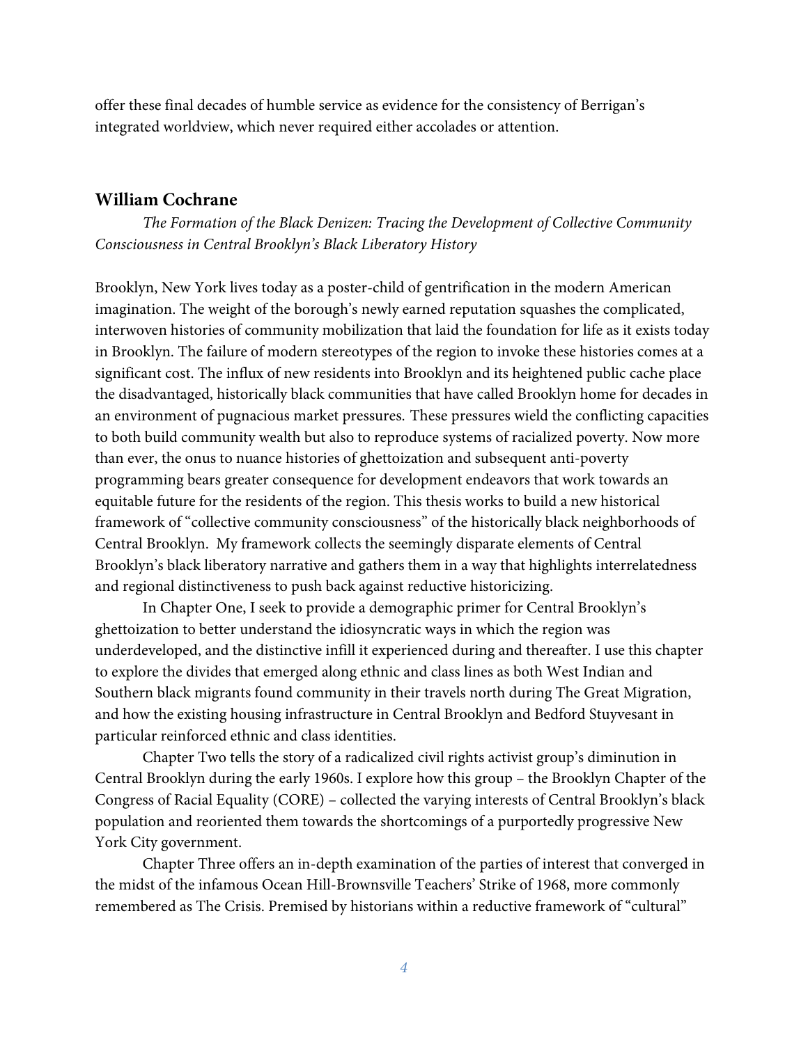offer these final decades of humble service as evidence for the consistency of Berrigan's integrated worldview, which never required either accolades or attention.

## William Cochrane

*The Formation of the Black Denizen: Tracing the Development of Collective Community Consciousness in Central Brooklyn's Black Liberatory History*

Brooklyn, New York lives today as a poster-child of gentrification in the modern American imagination. The weight of the borough's newly earned reputation squashes the complicated, interwoven histories of community mobilization that laid the foundation for life as it exists today in Brooklyn. The failure of modern stereotypes of the region to invoke these histories comes at a significant cost. The influx of new residents into Brooklyn and its heightened public cache place the disadvantaged, historically black communities that have called Brooklyn home for decades in an environment of pugnacious market pressures. These pressures wield the conflicting capacities to both build community wealth but also to reproduce systems of racialized poverty. Now more than ever, the onus to nuance histories of ghettoization and subsequent anti-poverty programming bears greater consequence for development endeavors that work towards an equitable future for the residents of the region. This thesis works to build a new historical framework of "collective community consciousness" of the historically black neighborhoods of Central Brooklyn. My framework collects the seemingly disparate elements of Central Brooklyn's black liberatory narrative and gathers them in a way that highlights interrelatedness and regional distinctiveness to push back against reductive historicizing.

In Chapter One, I seek to provide a demographic primer for Central Brooklyn's ghettoization to better understand the idiosyncratic ways in which the region was underdeveloped, and the distinctive infill it experienced during and thereafter. I use this chapter to explore the divides that emerged along ethnic and class lines as both West Indian and Southern black migrants found community in their travels north during The Great Migration, and how the existing housing infrastructure in Central Brooklyn and Bedford Stuyvesant in particular reinforced ethnic and class identities.

Chapter Two tells the story of a radicalized civil rights activist group's diminution in Central Brooklyn during the early 1960s. I explore how this group – the Brooklyn Chapter of the Congress of Racial Equality (CORE) – collected the varying interests of Central Brooklyn's black population and reoriented them towards the shortcomings of a purportedly progressive New York City government.

Chapter Three offers an in-depth examination of the parties of interest that converged in the midst of the infamous Ocean Hill-Brownsville Teachers' Strike of 1968, more commonly remembered as The Crisis. Premised by historians within a reductive framework of "cultural"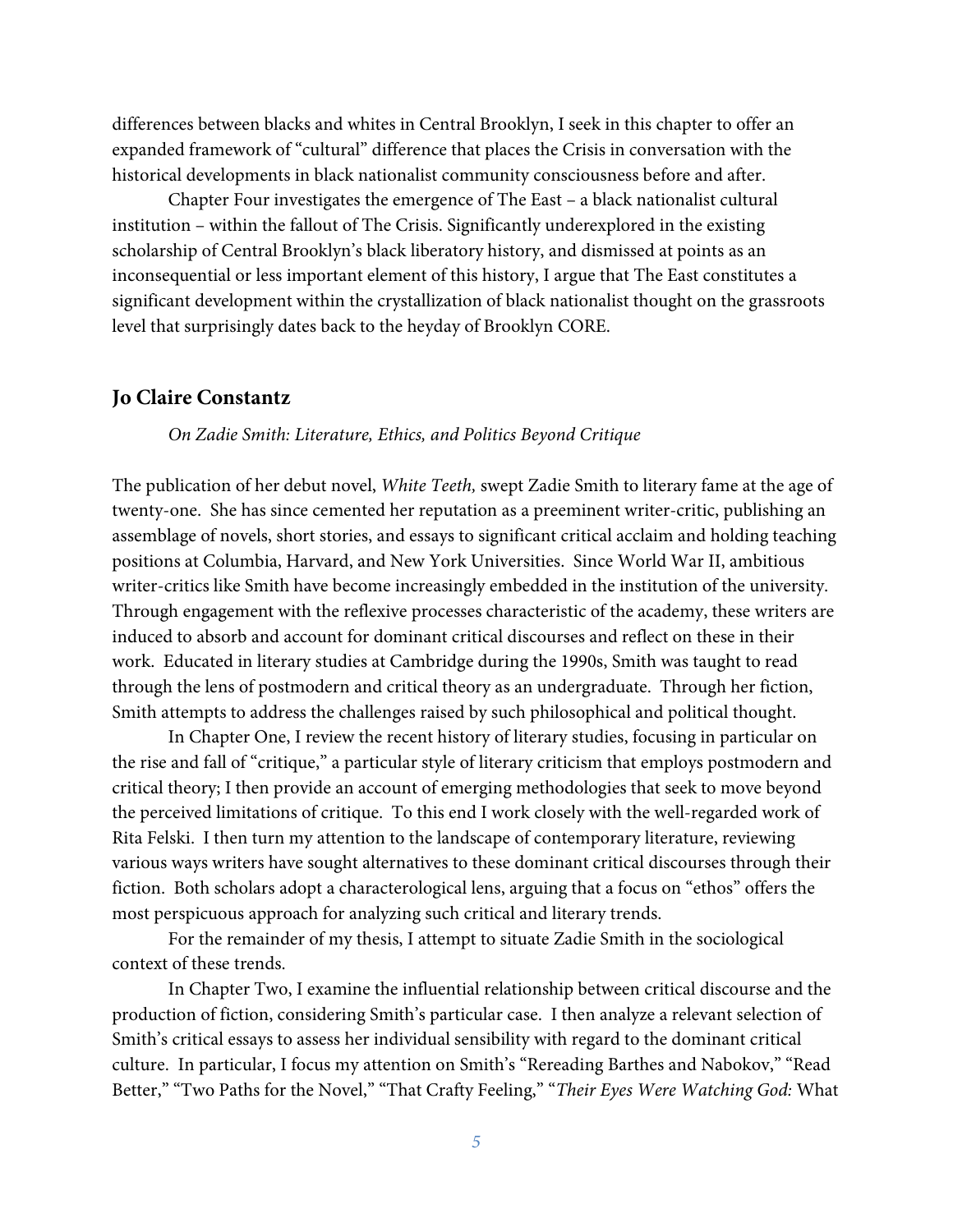differences between blacks and whites in Central Brooklyn, I seek in this chapter to offer an expanded framework of "cultural" difference that places the Crisis in conversation with the historical developments in black nationalist community consciousness before and after.

Chapter Four investigates the emergence of The East – a black nationalist cultural institution – within the fallout of The Crisis. Significantly underexplored in the existing scholarship of Central Brooklyn's black liberatory history, and dismissed at points as an inconsequential or less important element of this history, I argue that The East constitutes a significant development within the crystallization of black nationalist thought on the grassroots level that surprisingly dates back to the heyday of Brooklyn CORE.

## Jo Claire Constantz

*On Zadie Smith: Literature, Ethics, and Politics Beyond Critique*

The publication of her debut novel, *White Teeth,* swept Zadie Smith to literary fame at the age of twenty-one. She has since cemented her reputation as a preeminent writer-critic, publishing an assemblage of novels, short stories, and essays to significant critical acclaim and holding teaching positions at Columbia, Harvard, and New York Universities. Since World War II, ambitious writer-critics like Smith have become increasingly embedded in the institution of the university. Through engagement with the reflexive processes characteristic of the academy, these writers are induced to absorb and account for dominant critical discourses and reflect on these in their work. Educated in literary studies at Cambridge during the 1990s, Smith was taught to read through the lens of postmodern and critical theory as an undergraduate. Through her fiction, Smith attempts to address the challenges raised by such philosophical and political thought.

In Chapter One, I review the recent history of literary studies, focusing in particular on the rise and fall of "critique," a particular style of literary criticism that employs postmodern and critical theory; I then provide an account of emerging methodologies that seek to move beyond the perceived limitations of critique. To this end I work closely with the well-regarded work of Rita Felski. I then turn my attention to the landscape of contemporary literature, reviewing various ways writers have sought alternatives to these dominant critical discourses through their fiction. Both scholars adopt a characterological lens, arguing that a focus on "ethos" offers the most perspicuous approach for analyzing such critical and literary trends.

For the remainder of my thesis, I attempt to situate Zadie Smith in the sociological context of these trends.

In Chapter Two, I examine the influential relationship between critical discourse and the production of fiction, considering Smith's particular case. I then analyze a relevant selection of Smith's critical essays to assess her individual sensibility with regard to the dominant critical culture. In particular, I focus my attention on Smith's "Rereading Barthes and Nabokov," "Read Better," "Two Paths for the Novel," "That Crafty Feeling," "*Their Eyes Were Watching God:* What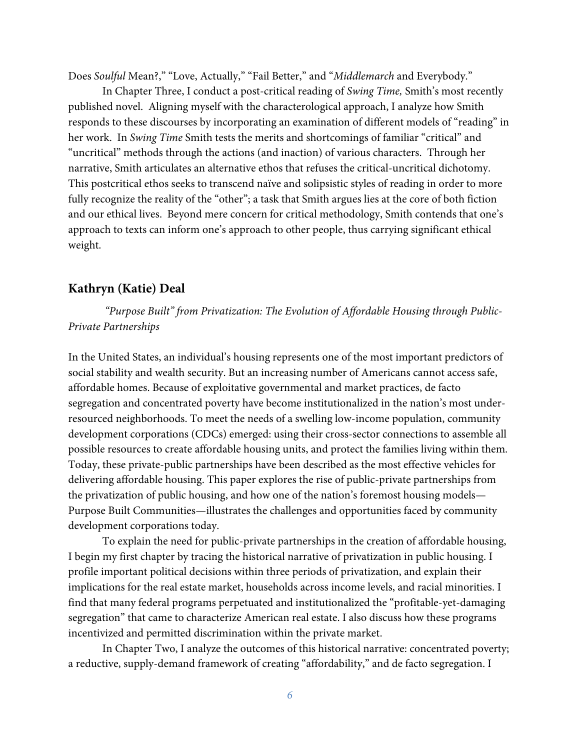Does *Soulful* Mean?," "Love, Actually," "Fail Better," and "*Middlemarch* and Everybody."

In Chapter Three, I conduct a post-critical reading of *Swing Time,* Smith's most recently published novel. Aligning myself with the characterological approach, I analyze how Smith responds to these discourses by incorporating an examination of different models of "reading" in her work. In *Swing Time* Smith tests the merits and shortcomings of familiar "critical" and "uncritical" methods through the actions (and inaction) of various characters. Through her narrative, Smith articulates an alternative ethos that refuses the critical-uncritical dichotomy. This postcritical ethos seeks to transcend naïve and solipsistic styles of reading in order to more fully recognize the reality of the "other"; a task that Smith argues lies at the core of both fiction and our ethical lives. Beyond mere concern for critical methodology, Smith contends that one's approach to texts can inform one's approach to other people, thus carrying significant ethical weight.

## Kathryn (Katie) Deal

*"Purpose Built" from Privatization: The Evolution of Affordable Housing through Public-Private Partnerships*

In the United States, an individual's housing represents one of the most important predictors of social stability and wealth security. But an increasing number of Americans cannot access safe, affordable homes. Because of exploitative governmental and market practices, de facto segregation and concentrated poverty have become institutionalized in the nation's most under-resourced neighborhoods. To meet the needs of a swelling low-income population, community development corporations (CDCs) emerged: using their cross-sector connections to assemble all possible resources to create affordable housing units, and protect the families living within them. Today, these private-public partnerships have been described as the most effective vehicles for delivering affordable housing. This paper explores the rise of public-private partnerships from the privatization of public housing, and how one of the nation's foremost housing models—Purpose Built Communities—illustrates the challenges and opportunities faced by community development corporations today.

To explain the need for public-private partnerships in the creation of affordable housing, I begin my first chapter by tracing the historical narrative of privatization in public housing. I profile important political decisions within three periods of privatization, and explain their implications for the real estate market, households across income levels, and racial minorities. I find that many federal programs perpetuated and institutionalized the "profitable-yet-damaging segregation" that came to characterize American real estate. I also discuss how these programs incentivized and permitted discrimination within the private market.

In Chapter Two, I analyze the outcomes of this historical narrative: concentrated poverty; a reductive, supply-demand framework of creating "affordability," and de facto segregation. I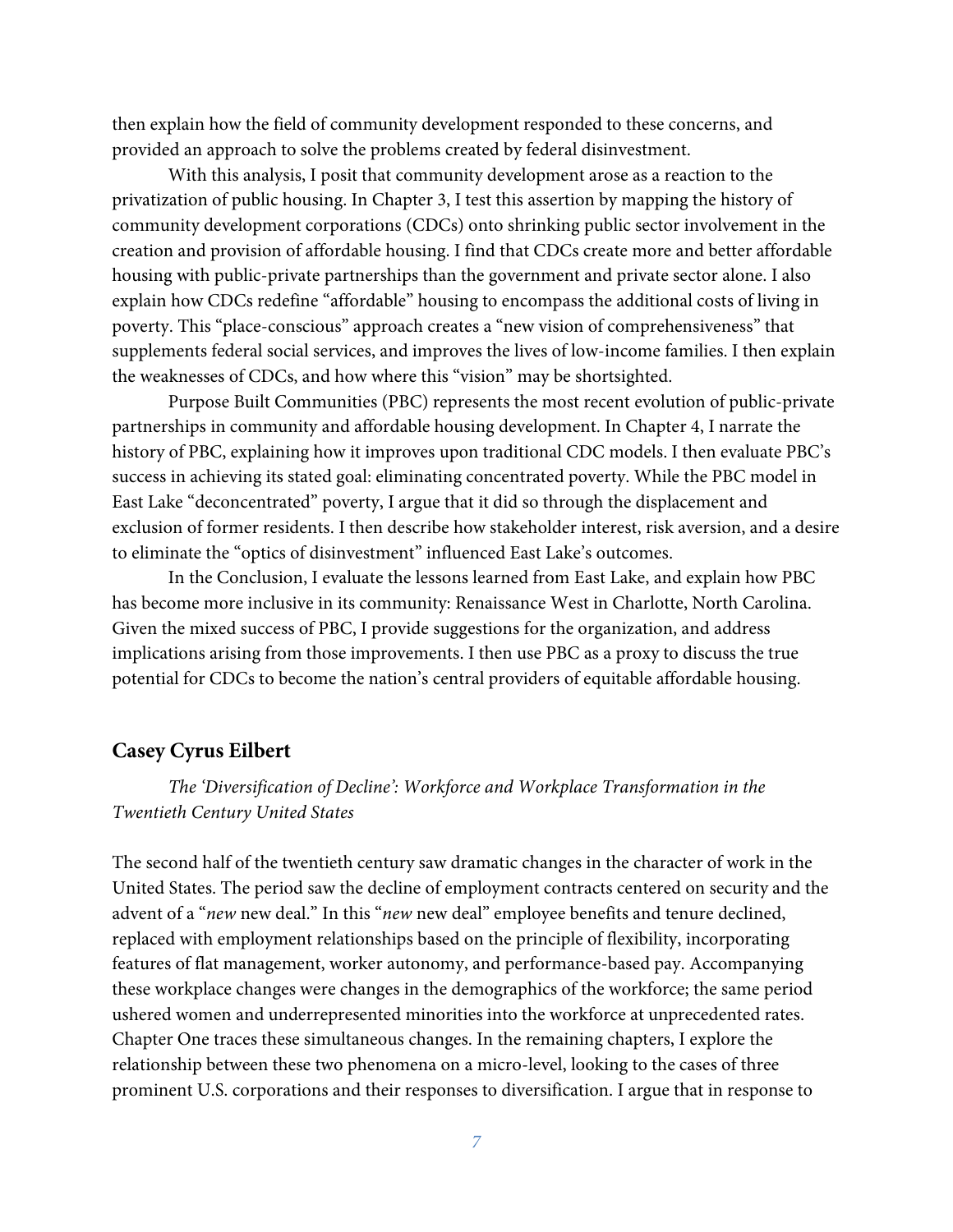then explain how the field of community development responded to these concerns, and provided an approach to solve the problems created by federal disinvestment.

With this analysis, I posit that community development arose as a reaction to the privatization of public housing. In Chapter 3, I test this assertion by mapping the history of community development corporations (CDCs) onto shrinking public sector involvement in the creation and provision of affordable housing. I find that CDCs create more and better affordable housing with public-private partnerships than the government and private sector alone. I also explain how CDCs redefine "affordable" housing to encompass the additional costs of living in poverty. This "place-conscious" approach creates a "new vision of comprehensiveness" that supplements federal social services, and improves the lives of low-income families. I then explain the weaknesses of CDCs, and how where this "vision" may be shortsighted.

Purpose Built Communities (PBC) represents the most recent evolution of public-private partnerships in community and affordable housing development. In Chapter 4, I narrate the history of PBC, explaining how it improves upon traditional CDC models. I then evaluate PBC's success in achieving its stated goal: eliminating concentrated poverty. While the PBC model in East Lake "deconcentrated" poverty, I argue that it did so through the displacement and exclusion of former residents. I then describe how stakeholder interest, risk aversion, and a desire to eliminate the "optics of disinvestment" influenced East Lake's outcomes.

In the Conclusion, I evaluate the lessons learned from East Lake, and explain how PBC has become more inclusive in its community: Renaissance West in Charlotte, North Carolina. Given the mixed success of PBC, I provide suggestions for the organization, and address implications arising from those improvements. I then use PBC as a proxy to discuss the true potential for CDCs to become the nation's central providers of equitable affordable housing.

### Casey Cyrus Eilbert

*The 'Diversification of Decline': Workforce and Workplace Transformation in the Twentieth Century United States*

The second half of the twentieth century saw dramatic changes in the character of work in the United States. The period saw the decline of employment contracts centered on security and the advent of a "*new* new deal." In this "*new* new deal" employee benefits and tenure declined, replaced with employment relationships based on the principle of flexibility, incorporating features of flat management, worker autonomy, and performance-based pay. Accompanying these workplace changes were changes in the demographics of the workforce; the same period ushered women and underrepresented minorities into the workforce at unprecedented rates. Chapter One traces these simultaneous changes. In the remaining chapters, I explore the relationship between these two phenomena on a micro-level, looking to the cases of three prominent U.S. corporations and their responses to diversification. I argue that in response to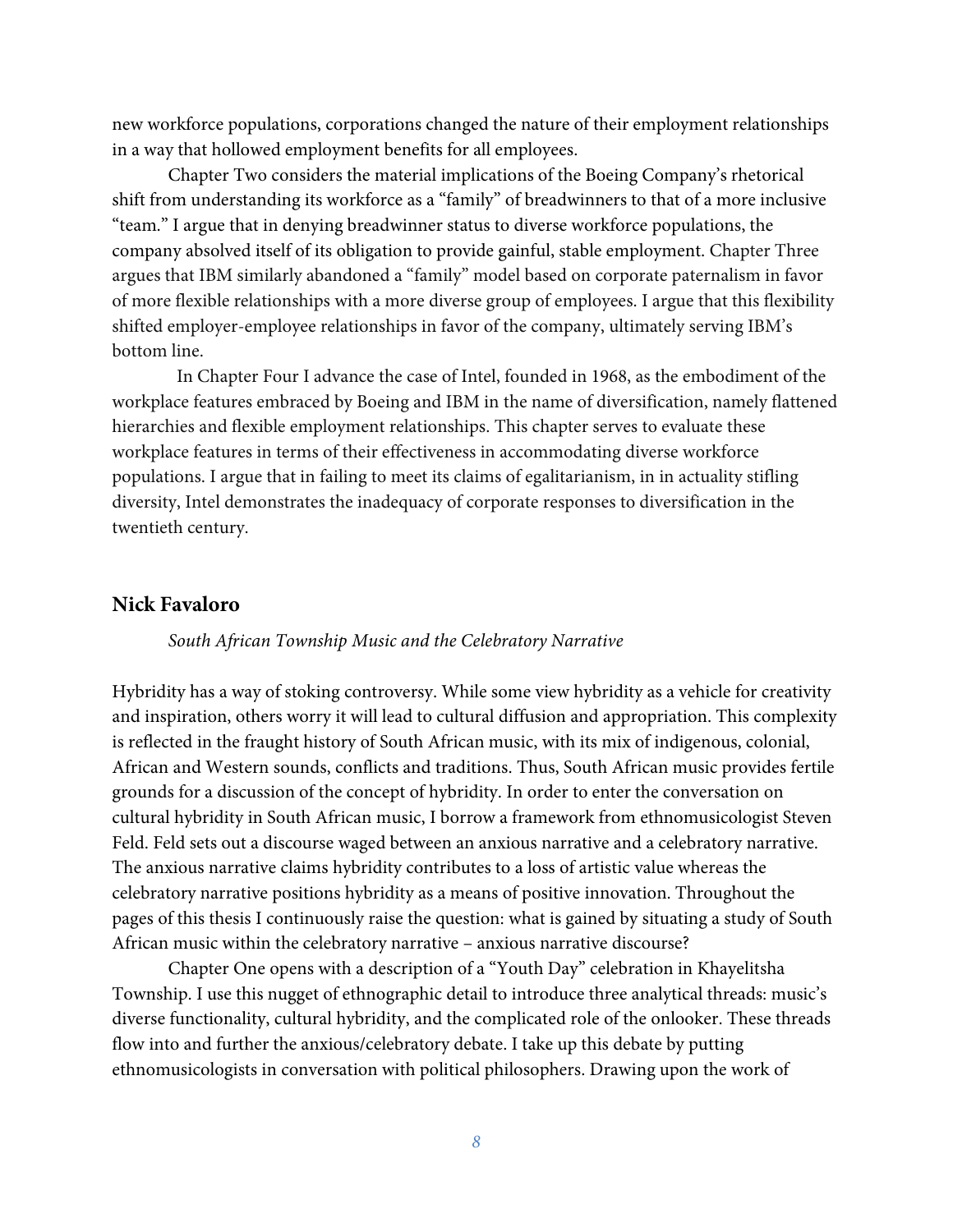new workforce populations, corporations changed the nature of their employment relationships in a way that hollowed employment benefits for all employees.

Chapter Two considers the material implications of the Boeing Company's rhetorical shift from understanding its workforce as a "family" of breadwinners to that of a more inclusive "team." I argue that in denying breadwinner status to diverse workforce populations, the company absolved itself of its obligation to provide gainful, stable employment. Chapter Three argues that IBM similarly abandoned a "family" model based on corporate paternalism in favor of more flexible relationships with a more diverse group of employees. I argue that this flexibility shifted employer-employee relationships in favor of the company, ultimately serving IBM's bottom line.

In Chapter Four I advance the case of Intel, founded in 1968, as the embodiment of the workplace features embraced by Boeing and IBM in the name of diversification, namely flattened hierarchies and flexible employment relationships. This chapter serves to evaluate these workplace features in terms of their effectiveness in accommodating diverse workforce populations. I argue that in failing to meet its claims of egalitarianism, in in actuality stifling diversity, Intel demonstrates the inadequacy of corporate responses to diversification in the twentieth century.

## Nick Favaloro

*South African Township Music and the Celebratory Narrative*

Hybridity has a way of stoking controversy. While some view hybridity as a vehicle for creativity and inspiration, others worry it will lead to cultural diffusion and appropriation. This complexity is reflected in the fraught history of South African music, with its mix of indigenous, colonial, African and Western sounds, conflicts and traditions. Thus, South African music provides fertile grounds for a discussion of the concept of hybridity. In order to enter the conversation on cultural hybridity in South African music, I borrow a framework from ethnomusicologist Steven Feld. Feld sets out a discourse waged between an anxious narrative and a celebratory narrative. The anxious narrative claims hybridity contributes to a loss of artistic value whereas the celebratory narrative positions hybridity as a means of positive innovation. Throughout the pages of this thesis I continuously raise the question: what is gained by situating a study of South African music within the celebratory narrative – anxious narrative discourse?

Chapter One opens with a description of a "Youth Day" celebration in Khayelitsha Township. I use this nugget of ethnographic detail to introduce three analytical threads: music's diverse functionality, cultural hybridity, and the complicated role of the onlooker. These threads flow into and further the anxious/celebratory debate. I take up this debate by putting ethnomusicologists in conversation with political philosophers. Drawing upon the work of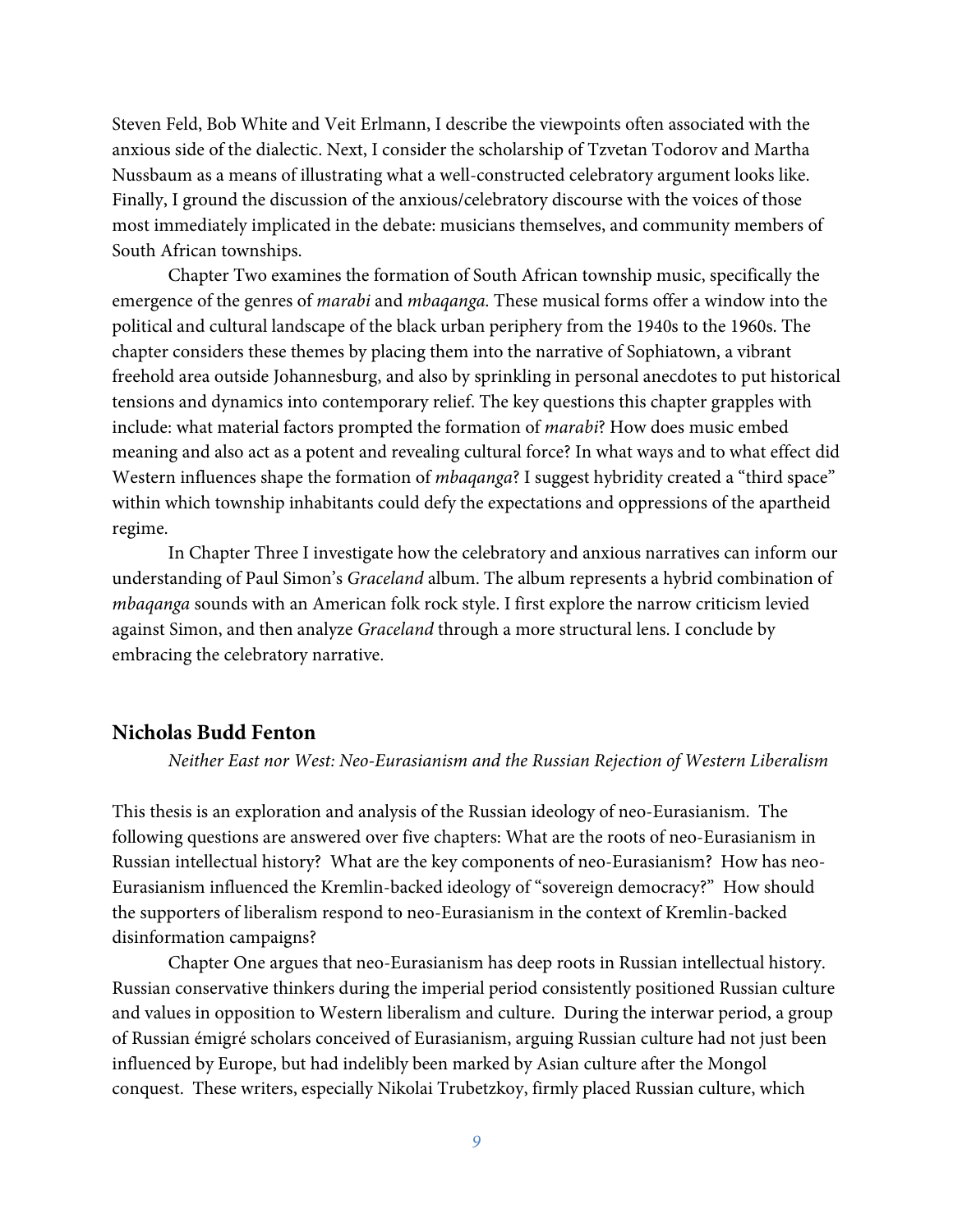Steven Feld, Bob White and Veit Erlmann, I describe the viewpoints often associated with the anxious side of the dialectic. Next, I consider the scholarship of Tzvetan Todorov and Martha Nussbaum as a means of illustrating what a well-constructed celebratory argument looks like. Finally, I ground the discussion of the anxious/celebratory discourse with the voices of those most immediately implicated in the debate: musicians themselves, and community members of South African townships.

Chapter Two examines the formation of South African township music, specifically the emergence of the genres of *marabi* and *mbaqanga.* These musical forms offer a window into the political and cultural landscape of the black urban periphery from the 1940s to the 1960s. The chapter considers these themes by placing them into the narrative of Sophiatown, a vibrant freehold area outside Johannesburg, and also by sprinkling in personal anecdotes to put historical tensions and dynamics into contemporary relief. The key questions this chapter grapples with include: what material factors prompted the formation of *marabi*? How does music embed meaning and also act as a potent and revealing cultural force? In what ways and to what effect did Western influences shape the formation of *mbaqanga*? I suggest hybridity created a "third space" within which township inhabitants could defy the expectations and oppressions of the apartheid regime.

In Chapter Three I investigate how the celebratory and anxious narratives can inform our understanding of Paul Simon's *Graceland* album. The album represents a hybrid combination of *mbaqanga* sounds with an American folk rock style. I first explore the narrow criticism levied against Simon, and then analyze *Graceland* through a more structural lens. I conclude by embracing the celebratory narrative.

### Nicholas Budd Fenton

*Neither East nor West: Neo-Eurasianism and the Russian Rejection of Western Liberalism*

This thesis is an exploration and analysis of the Russian ideology of neo-Eurasianism. The following questions are answered over five chapters: What are the roots of neo-Eurasianism in Russian intellectual history? What are the key components of neo-Eurasianism? How has neo-Eurasianism influenced the Kremlin-backed ideology of "sovereign democracy?" How should the supporters of liberalism respond to neo-Eurasianism in the context of Kremlin-backed disinformation campaigns?

Chapter One argues that neo-Eurasianism has deep roots in Russian intellectual history. Russian conservative thinkers during the imperial period consistently positioned Russian culture and values in opposition to Western liberalism and culture. During the interwar period, a group of Russian émigré scholars conceived of Eurasianism, arguing Russian culture had not just been influenced by Europe, but had indelibly been marked by Asian culture after the Mongol conquest. These writers, especially Nikolai Trubetzkoy, firmly placed Russian culture, which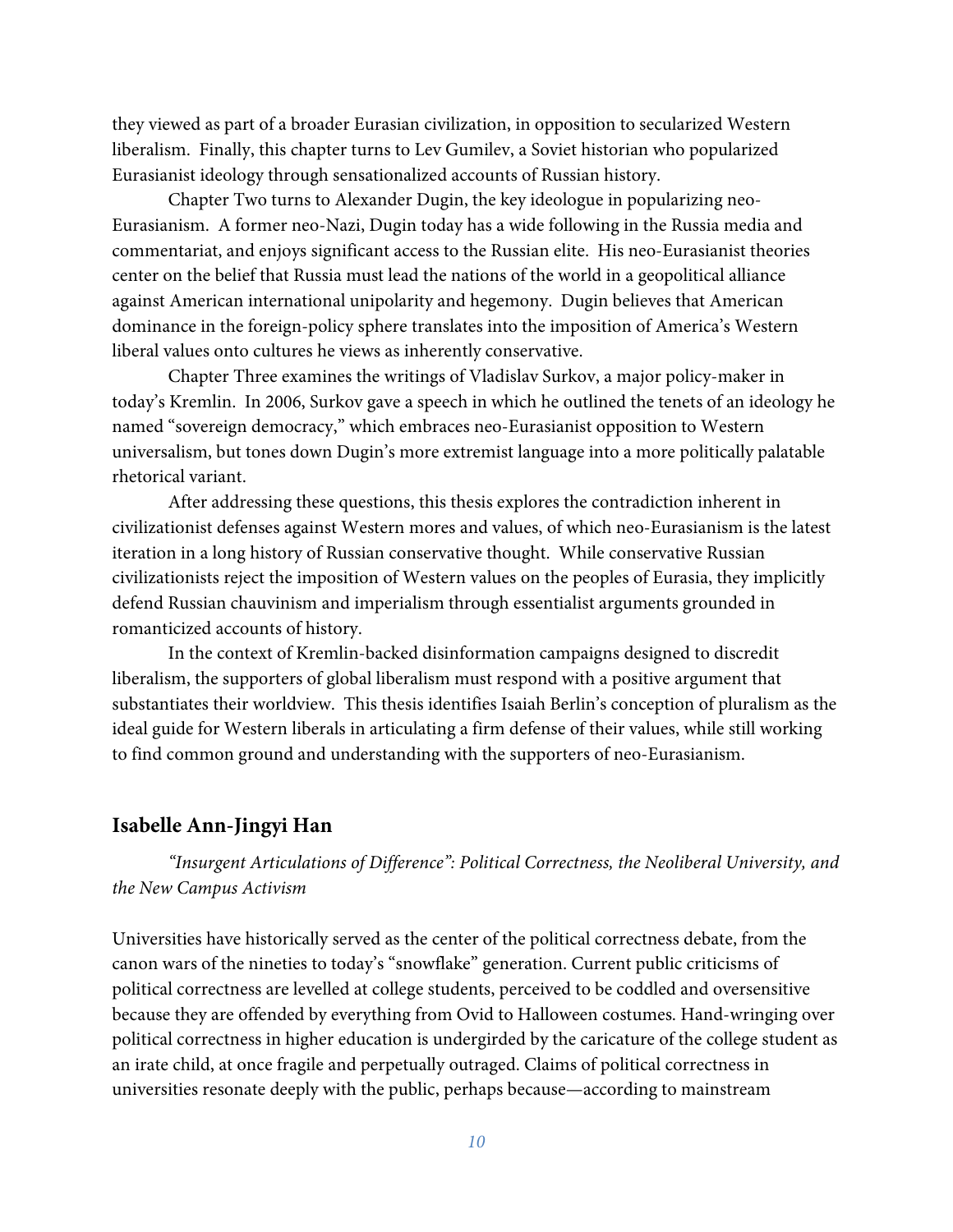they viewed as part of a broader Eurasian civilization, in opposition to secularized Western liberalism. Finally, this chapter turns to Lev Gumilev, a Soviet historian who popularized Eurasianist ideology through sensationalized accounts of Russian history.

Chapter Two turns to Alexander Dugin, the key ideologue in popularizing neo-Eurasianism. A former neo-Nazi, Dugin today has a wide following in the Russia media and commentariat, and enjoys significant access to the Russian elite. His neo-Eurasianist theories center on the belief that Russia must lead the nations of the world in a geopolitical alliance against American international unipolarity and hegemony. Dugin believes that American dominance in the foreign-policy sphere translates into the imposition of America's Western liberal values onto cultures he views as inherently conservative.

Chapter Three examines the writings of Vladislav Surkov, a major policy-maker in today's Kremlin. In 2006, Surkov gave a speech in which he outlined the tenets of an ideology he named "sovereign democracy," which embraces neo-Eurasianist opposition to Western universalism, but tones down Dugin's more extremist language into a more politically palatable rhetorical variant.

After addressing these questions, this thesis explores the contradiction inherent in civilizationist defenses against Western mores and values, of which neo-Eurasianism is the latest iteration in a long history of Russian conservative thought. While conservative Russian civilizationists reject the imposition of Western values on the peoples of Eurasia, they implicitly defend Russian chauvinism and imperialism through essentialist arguments grounded in romanticized accounts of history.

In the context of Kremlin-backed disinformation campaigns designed to discredit liberalism, the supporters of global liberalism must respond with a positive argument that substantiates their worldview. This thesis identifies Isaiah Berlin's conception of pluralism as the ideal guide for Western liberals in articulating a firm defense of their values, while still working to find common ground and understanding with the supporters of neo-Eurasianism.

## Isabelle Ann-Jingyi Han

*"Insurgent Articulations of Difference": Political Correctness, the Neoliberal University, and the New Campus Activism*

Universities have historically served as the center of the political correctness debate, from the canon wars of the nineties to today's "snowflake" generation. Current public criticisms of political correctness are levelled at college students, perceived to be coddled and oversensitive because they are offended by everything from Ovid to Halloween costumes. Hand-wringing over political correctness in higher education is undergirded by the caricature of the college student as an irate child, at once fragile and perpetually outraged. Claims of political correctness in universities resonate deeply with the public, perhaps because—according to mainstream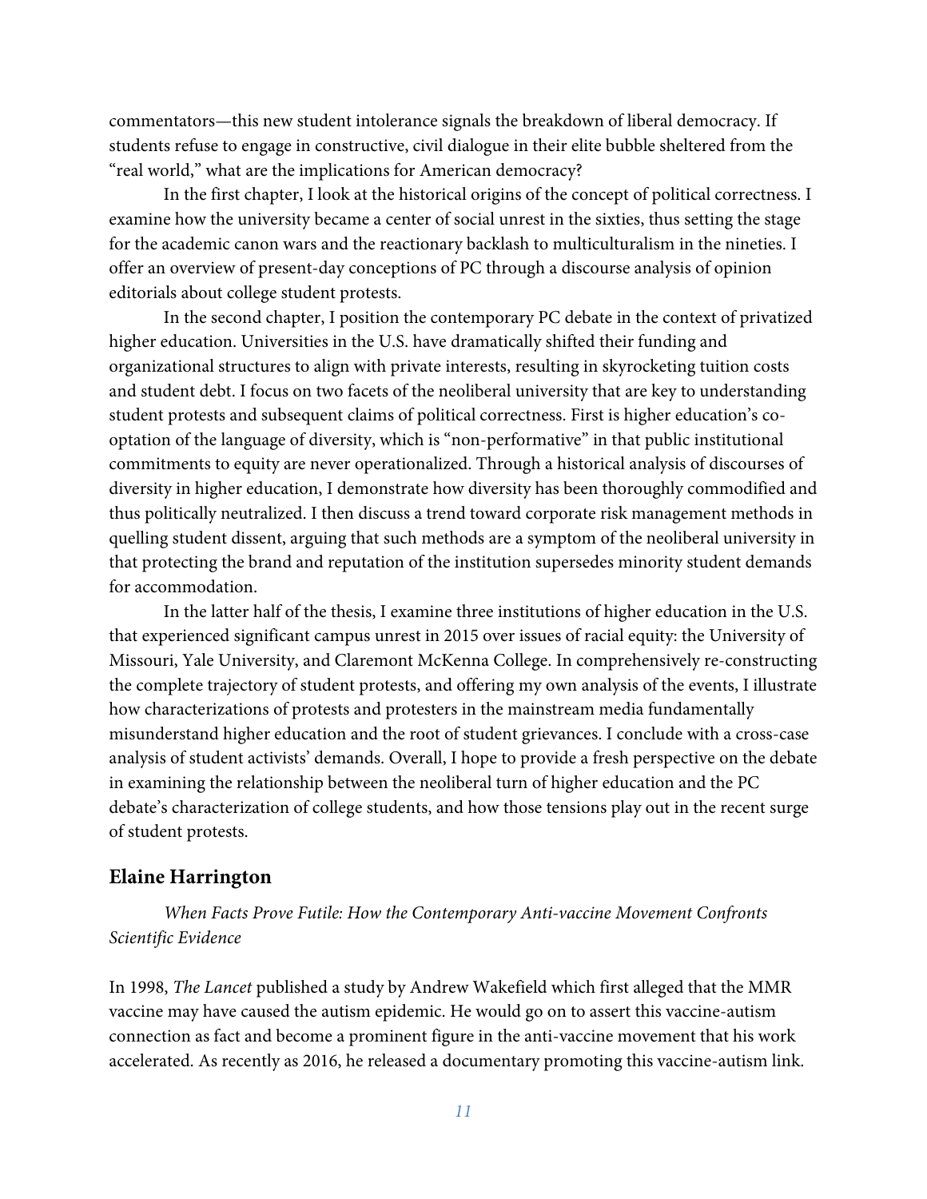commentators—this new student intolerance signals the breakdown of liberal democracy. If students refuse to engage in constructive, civil dialogue in their elite bubble sheltered from the "real world," what are the implications for American democracy?

In the first chapter, I look at the historical origins of the concept of political correctness. I examine how the university became a center of social unrest in the sixties, thus setting the stage for the academic canon wars and the reactionary backlash to multiculturalism in the nineties. I offer an overview of present-day conceptions of PC through a discourse analysis of opinion editorials about college student protests.

In the second chapter, I position the contemporary PC debate in the context of privatized higher education. Universities in the U.S. have dramatically shifted their funding and organizational structures to align with private interests, resulting in skyrocketing tuition costs and student debt. I focus on two facets of the neoliberal university that are key to understanding student protests and subsequent claims of political correctness. First is higher education's co-optation of the language of diversity, which is "non-performative" in that public institutional commitments to equity are never operationalized. Through a historical analysis of discourses of diversity in higher education, I demonstrate how diversity has been thoroughly commodified and thus politically neutralized. I then discuss a trend toward corporate risk management methods in quelling student dissent, arguing that such methods are a symptom of the neoliberal university in that protecting the brand and reputation of the institution supersedes minority student demands for accommodation.

In the latter half of the thesis, I examine three institutions of higher education in the U.S. that experienced significant campus unrest in 2015 over issues of racial equity: the University of Missouri, Yale University, and Claremont McKenna College. In comprehensively re-constructing the complete trajectory of student protests, and offering my own analysis of the events, I illustrate how characterizations of protests and protesters in the mainstream media fundamentally misunderstand higher education and the root of student grievances. I conclude with a cross-case analysis of student activists' demands. Overall, I hope to provide a fresh perspective on the debate in examining the relationship between the neoliberal turn of higher education and the PC debate's characterization of college students, and how those tensions play out in the recent surge of student protests.

## Elaine Harrington

*When Facts Prove Futile: How the Contemporary Anti-vaccine Movement Confronts Scientific Evidence*

In 1998, *The Lancet* published a study by Andrew Wakefield which first alleged that the MMR vaccine may have caused the autism epidemic. He would go on to assert this vaccine-autism connection as fact and become a prominent figure in the anti-vaccine movement that his work accelerated. As recently as 2016, he released a documentary promoting this vaccine-autism link.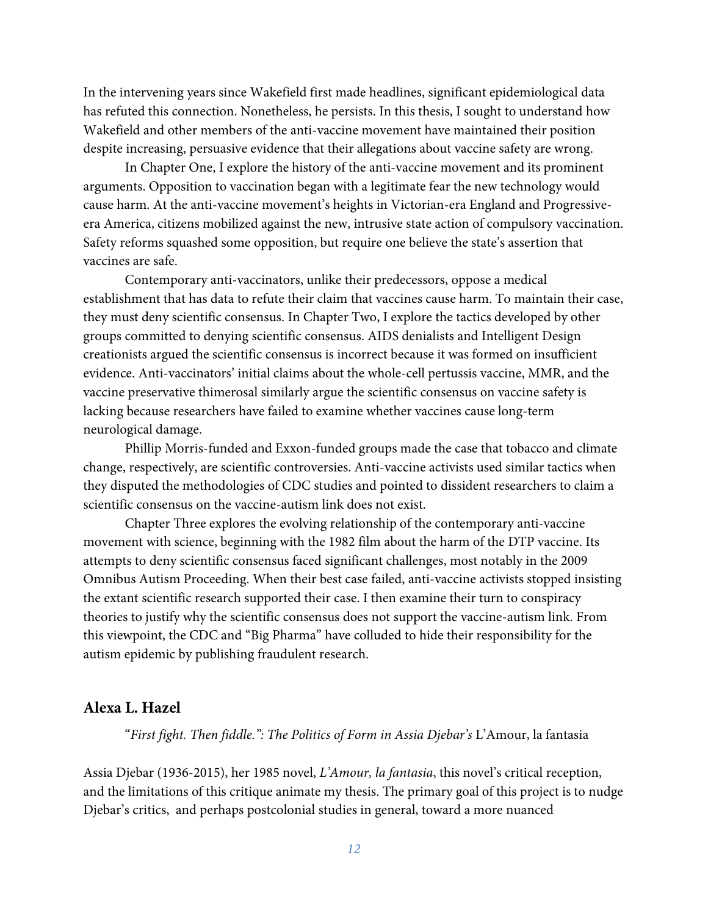In the intervening years since Wakefield first made headlines, significant epidemiological data has refuted this connection. Nonetheless, he persists. In this thesis, I sought to understand how Wakefield and other members of the anti-vaccine movement have maintained their position despite increasing, persuasive evidence that their allegations about vaccine safety are wrong.

In Chapter One, I explore the history of the anti-vaccine movement and its prominent arguments. Opposition to vaccination began with a legitimate fear the new technology would cause harm. At the anti-vaccine movement's heights in Victorian-era England and Progressive-era America, citizens mobilized against the new, intrusive state action of compulsory vaccination. Safety reforms squashed some opposition, but require one believe the state's assertion that vaccines are safe.

Contemporary anti-vaccinators, unlike their predecessors, oppose a medical establishment that has data to refute their claim that vaccines cause harm. To maintain their case, they must deny scientific consensus. In Chapter Two, I explore the tactics developed by other groups committed to denying scientific consensus. AIDS denialists and Intelligent Design creationists argued the scientific consensus is incorrect because it was formed on insufficient evidence. Anti-vaccinators' initial claims about the whole-cell pertussis vaccine, MMR, and the vaccine preservative thimerosal similarly argue the scientific consensus on vaccine safety is lacking because researchers have failed to examine whether vaccines cause long-term neurological damage.

Phillip Morris-funded and Exxon-funded groups made the case that tobacco and climate change, respectively, are scientific controversies. Anti-vaccine activists used similar tactics when they disputed the methodologies of CDC studies and pointed to dissident researchers to claim a scientific consensus on the vaccine-autism link does not exist.

Chapter Three explores the evolving relationship of the contemporary anti-vaccine movement with science, beginning with the 1982 film about the harm of the DTP vaccine. Its attempts to deny scientific consensus faced significant challenges, most notably in the 2009 Omnibus Autism Proceeding. When their best case failed, anti-vaccine activists stopped insisting the extant scientific research supported their case. I then examine their turn to conspiracy theories to justify why the scientific consensus does not support the vaccine-autism link. From this viewpoint, the CDC and "Big Pharma" have colluded to hide their responsibility for the autism epidemic by publishing fraudulent research.

## Alexa L. Hazel

*"First fight. Then fiddle.": The Politics of Form in Assia Djebar's* L'Amour, la fantasia

Assia Djebar (1936-2015), her 1985 novel, *L'Amour, la fantasia*, this novel's critical reception, and the limitations of this critique animate my thesis. The primary goal of this project is to nudge Djebar's critics, and perhaps postcolonial studies in general, toward a more nuanced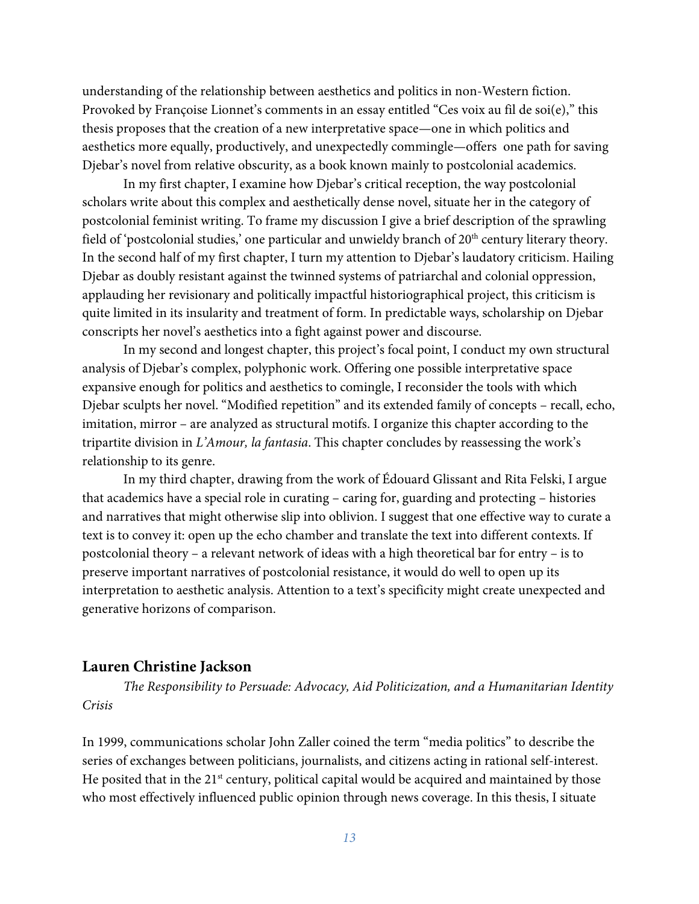understanding of the relationship between aesthetics and politics in non-Western fiction. Provoked by Françoise Lionnet's comments in an essay entitled "Ces voix au fil de soi(e)," this thesis proposes that the creation of a new interpretative space—one in which politics and aesthetics more equally, productively, and unexpectedly commingle—offers one path for saving Djebar's novel from relative obscurity, as a book known mainly to postcolonial academics.

In my first chapter, I examine how Djebar's critical reception, the way postcolonial scholars write about this complex and aesthetically dense novel, situate her in the category of postcolonial feminist writing. To frame my discussion I give a brief description of the sprawling field of 'postcolonial studies,' one particular and unwieldy branch of 20th century literary theory. In the second half of my first chapter, I turn my attention to Djebar's laudatory criticism. Hailing Djebar as doubly resistant against the twinned systems of patriarchal and colonial oppression, applauding her revisionary and politically impactful historiographical project, this criticism is quite limited in its insularity and treatment of form. In predictable ways, scholarship on Djebar conscripts her novel's aesthetics into a fight against power and discourse.

In my second and longest chapter, this project's focal point, I conduct my own structural analysis of Djebar's complex, polyphonic work. Offering one possible interpretative space expansive enough for politics and aesthetics to comingle, I reconsider the tools with which Djebar sculpts her novel. "Modified repetition" and its extended family of concepts – recall, echo, imitation, mirror – are analyzed as structural motifs. I organize this chapter according to the tripartite division in *L'Amour, la fantasia*. This chapter concludes by reassessing the work's relationship to its genre.

In my third chapter, drawing from the work of Édouard Glissant and Rita Felski, I argue that academics have a special role in curating – caring for, guarding and protecting – histories and narratives that might otherwise slip into oblivion. I suggest that one effective way to curate a text is to convey it: open up the echo chamber and translate the text into different contexts. If postcolonial theory – a relevant network of ideas with a high theoretical bar for entry – is to preserve important narratives of postcolonial resistance, it would do well to open up its interpretation to aesthetic analysis. Attention to a text's specificity might create unexpected and generative horizons of comparison.

## Lauren Christine Jackson

*The Responsibility to Persuade: Advocacy, Aid Politicization, and a Humanitarian Identity Crisis*

In 1999, communications scholar John Zaller coined the term "media politics" to describe the series of exchanges between politicians, journalists, and citizens acting in rational self-interest. He posited that in the 21st century, political capital would be acquired and maintained by those who most effectively influenced public opinion through news coverage. In this thesis, I situate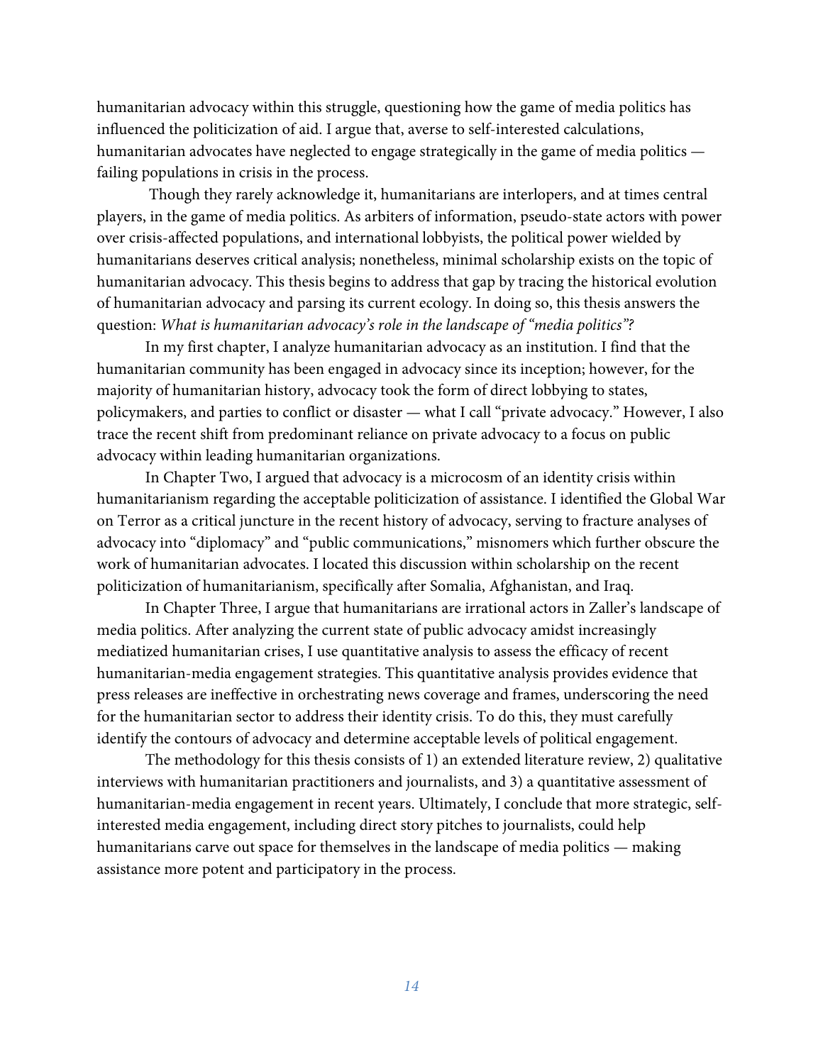humanitarian advocacy within this struggle, questioning how the game of media politics has influenced the politicization of aid. I argue that, averse to self-interested calculations, humanitarian advocates have neglected to engage strategically in the game of media politics — failing populations in crisis in the process.

Though they rarely acknowledge it, humanitarians are interlopers, and at times central players, in the game of media politics. As arbiters of information, pseudo-state actors with power over crisis-affected populations, and international lobbyists, the political power wielded by humanitarians deserves critical analysis; nonetheless, minimal scholarship exists on the topic of humanitarian advocacy. This thesis begins to address that gap by tracing the historical evolution of humanitarian advocacy and parsing its current ecology. In doing so, this thesis answers the question: *What is humanitarian advocacy's role in the landscape of "media politics"?*

In my first chapter, I analyze humanitarian advocacy as an institution. I find that the humanitarian community has been engaged in advocacy since its inception; however, for the majority of humanitarian history, advocacy took the form of direct lobbying to states, policymakers, and parties to conflict or disaster — what I call "private advocacy." However, I also trace the recent shift from predominant reliance on private advocacy to a focus on public advocacy within leading humanitarian organizations.

In Chapter Two, I argued that advocacy is a microcosm of an identity crisis within humanitarianism regarding the acceptable politicization of assistance. I identified the Global War on Terror as a critical juncture in the recent history of advocacy, serving to fracture analyses of advocacy into "diplomacy" and "public communications," misnomers which further obscure the work of humanitarian advocates. I located this discussion within scholarship on the recent politicization of humanitarianism, specifically after Somalia, Afghanistan, and Iraq.

In Chapter Three, I argue that humanitarians are irrational actors in Zaller's landscape of media politics. After analyzing the current state of public advocacy amidst increasingly mediatized humanitarian crises, I use quantitative analysis to assess the efficacy of recent humanitarian-media engagement strategies. This quantitative analysis provides evidence that press releases are ineffective in orchestrating news coverage and frames, underscoring the need for the humanitarian sector to address their identity crisis. To do this, they must carefully identify the contours of advocacy and determine acceptable levels of political engagement.

The methodology for this thesis consists of 1) an extended literature review, 2) qualitative interviews with humanitarian practitioners and journalists, and 3) a quantitative assessment of humanitarian-media engagement in recent years. Ultimately, I conclude that more strategic, self-interested media engagement, including direct story pitches to journalists, could help humanitarians carve out space for themselves in the landscape of media politics — making assistance more potent and participatory in the process.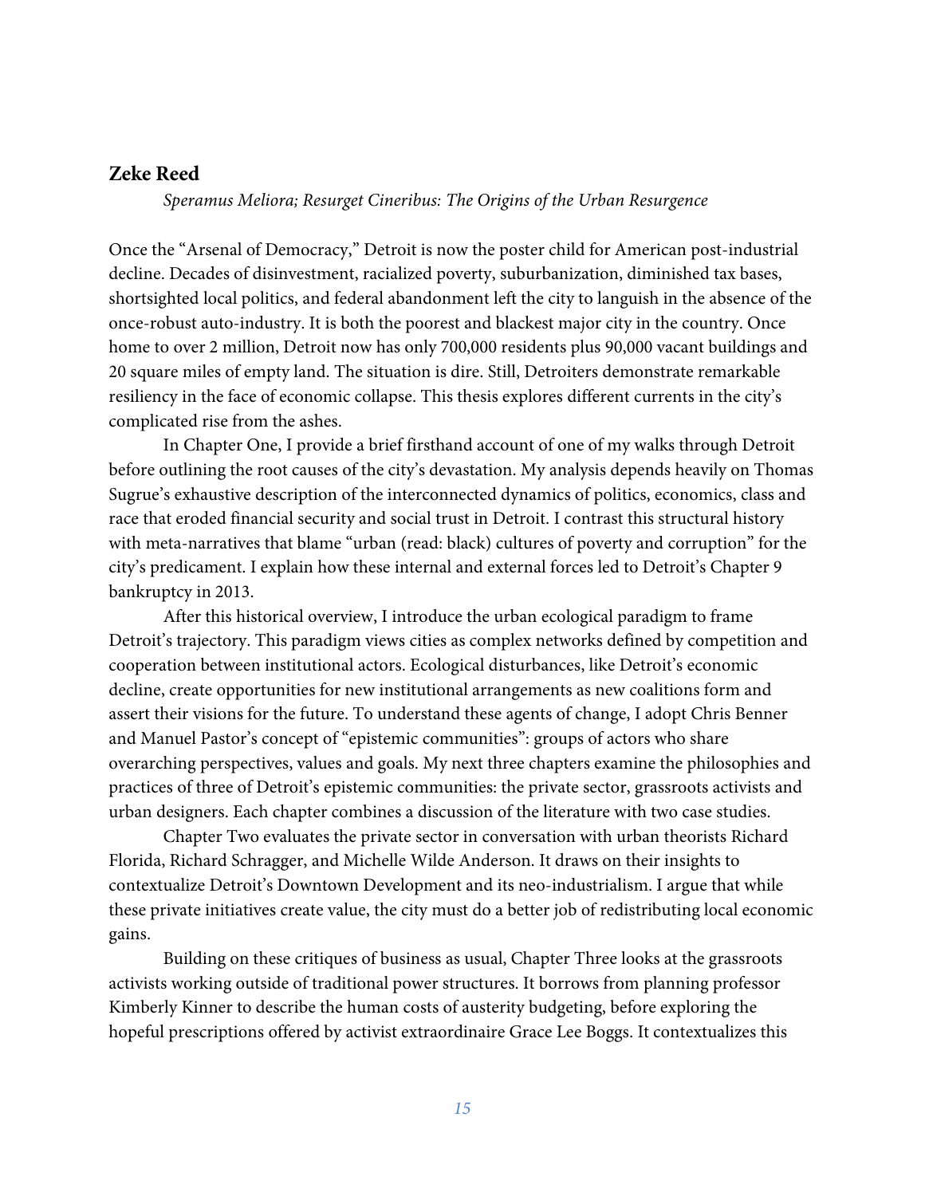### Zeke Reed

*Speramus Meliora; Resurget Cineribus: The Origins of the Urban Resurgence*

Once the "Arsenal of Democracy," Detroit is now the poster child for American post-industrial decline. Decades of disinvestment, racialized poverty, suburbanization, diminished tax bases, shortsighted local politics, and federal abandonment left the city to languish in the absence of the once-robust auto-industry. It is both the poorest and blackest major city in the country. Once home to over 2 million, Detroit now has only 700,000 residents plus 90,000 vacant buildings and 20 square miles of empty land. The situation is dire. Still, Detroiters demonstrate remarkable resiliency in the face of economic collapse. This thesis explores different currents in the city's complicated rise from the ashes.

In Chapter One, I provide a brief firsthand account of one of my walks through Detroit before outlining the root causes of the city's devastation. My analysis depends heavily on Thomas Sugrue's exhaustive description of the interconnected dynamics of politics, economics, class and race that eroded financial security and social trust in Detroit. I contrast this structural history with meta-narratives that blame "urban (read: black) cultures of poverty and corruption" for the city's predicament. I explain how these internal and external forces led to Detroit's Chapter 9 bankruptcy in 2013.

After this historical overview, I introduce the urban ecological paradigm to frame Detroit's trajectory. This paradigm views cities as complex networks defined by competition and cooperation between institutional actors. Ecological disturbances, like Detroit's economic decline, create opportunities for new institutional arrangements as new coalitions form and assert their visions for the future. To understand these agents of change, I adopt Chris Benner and Manuel Pastor's concept of "epistemic communities": groups of actors who share overarching perspectives, values and goals. My next three chapters examine the philosophies and practices of three of Detroit's epistemic communities: the private sector, grassroots activists and urban designers. Each chapter combines a discussion of the literature with two case studies.

Chapter Two evaluates the private sector in conversation with urban theorists Richard Florida, Richard Schragger, and Michelle Wilde Anderson. It draws on their insights to contextualize Detroit's Downtown Development and its neo-industrialism. I argue that while these private initiatives create value, the city must do a better job of redistributing local economic gains.

Building on these critiques of business as usual, Chapter Three looks at the grassroots activists working outside of traditional power structures. It borrows from planning professor Kimberly Kinner to describe the human costs of austerity budgeting, before exploring the hopeful prescriptions offered by activist extraordinaire Grace Lee Boggs. It contextualizes this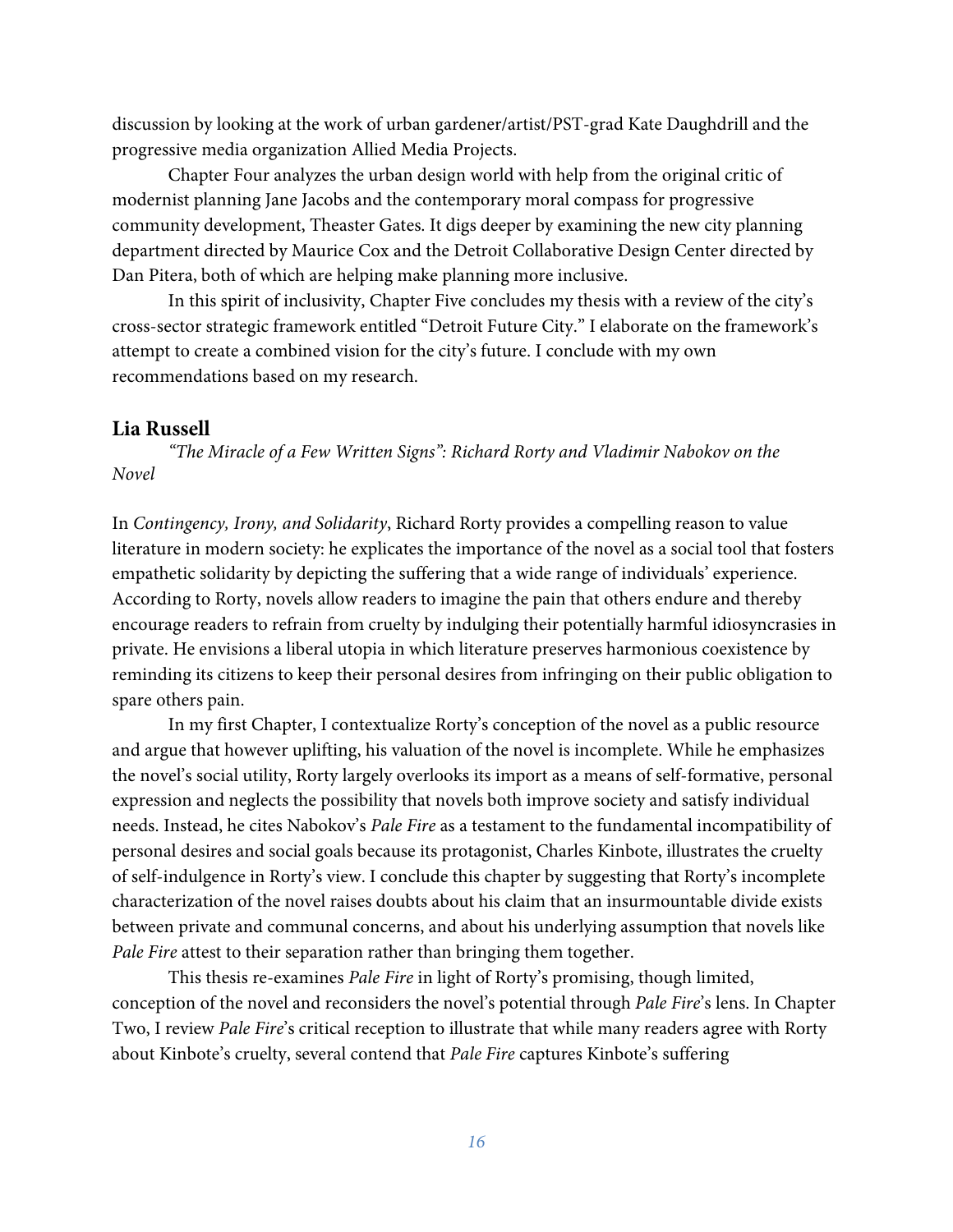discussion by looking at the work of urban gardener/artist/PST-grad Kate Daughdrill and the progressive media organization Allied Media Projects.

Chapter Four analyzes the urban design world with help from the original critic of modernist planning Jane Jacobs and the contemporary moral compass for progressive community development, Theaster Gates. It digs deeper by examining the new city planning department directed by Maurice Cox and the Detroit Collaborative Design Center directed by Dan Pitera, both of which are helping make planning more inclusive.

In this spirit of inclusivity, Chapter Five concludes my thesis with a review of the city's cross-sector strategic framework entitled "Detroit Future City." I elaborate on the framework's attempt to create a combined vision for the city's future. I conclude with my own recommendations based on my research.

### Lia Russell

*"The Miracle of a Few Written Signs": Richard Rorty and Vladimir Nabokov on the Novel*

In *Contingency, Irony, and Solidarity*, Richard Rorty provides a compelling reason to value literature in modern society: he explicates the importance of the novel as a social tool that fosters empathetic solidarity by depicting the suffering that a wide range of individuals' experience. According to Rorty, novels allow readers to imagine the pain that others endure and thereby encourage readers to refrain from cruelty by indulging their potentially harmful idiosyncrasies in private. He envisions a liberal utopia in which literature preserves harmonious coexistence by reminding its citizens to keep their personal desires from infringing on their public obligation to spare others pain.

In my first Chapter, I contextualize Rorty's conception of the novel as a public resource and argue that however uplifting, his valuation of the novel is incomplete. While he emphasizes the novel's social utility, Rorty largely overlooks its import as a means of self-formative, personal expression and neglects the possibility that novels both improve society and satisfy individual needs. Instead, he cites Nabokov's *Pale Fire* as a testament to the fundamental incompatibility of personal desires and social goals because its protagonist, Charles Kinbote, illustrates the cruelty of self-indulgence in Rorty's view. I conclude this chapter by suggesting that Rorty's incomplete characterization of the novel raises doubts about his claim that an insurmountable divide exists between private and communal concerns, and about his underlying assumption that novels like *Pale Fire* attest to their separation rather than bringing them together.

This thesis re-examines *Pale Fire* in light of Rorty's promising, though limited, conception of the novel and reconsiders the novel's potential through *Pale Fire*'s lens. In Chapter Two, I review *Pale Fire*'s critical reception to illustrate that while many readers agree with Rorty about Kinbote's cruelty, several contend that *Pale Fire* captures Kinbote's suffering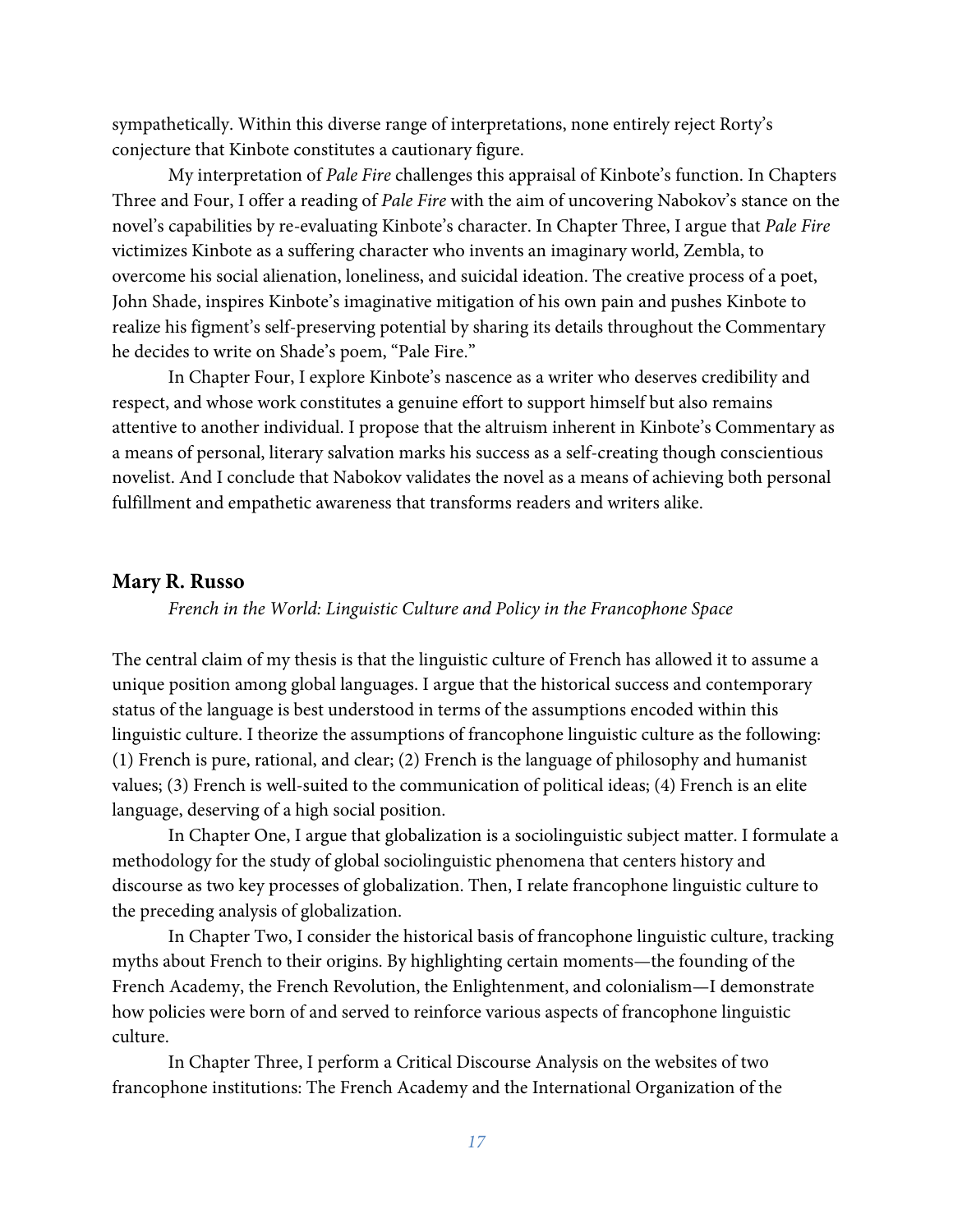sympathetically. Within this diverse range of interpretations, none entirely reject Rorty's conjecture that Kinbote constitutes a cautionary figure.

My interpretation of *Pale Fire* challenges this appraisal of Kinbote's function. In Chapters Three and Four, I offer a reading of *Pale Fire* with the aim of uncovering Nabokov's stance on the novel's capabilities by re-evaluating Kinbote's character. In Chapter Three, I argue that *Pale Fire* victimizes Kinbote as a suffering character who invents an imaginary world, Zembla, to overcome his social alienation, loneliness, and suicidal ideation. The creative process of a poet, John Shade, inspires Kinbote's imaginative mitigation of his own pain and pushes Kinbote to realize his figment's self-preserving potential by sharing its details throughout the Commentary he decides to write on Shade's poem, "Pale Fire."

In Chapter Four, I explore Kinbote's nascence as a writer who deserves credibility and respect, and whose work constitutes a genuine effort to support himself but also remains attentive to another individual. I propose that the altruism inherent in Kinbote's Commentary as a means of personal, literary salvation marks his success as a self-creating though conscientious novelist. And I conclude that Nabokov validates the novel as a means of achieving both personal fulfillment and empathetic awareness that transforms readers and writers alike.

### Mary R. Russo

*French in the World: Linguistic Culture and Policy in the Francophone Space*

The central claim of my thesis is that the linguistic culture of French has allowed it to assume a unique position among global languages. I argue that the historical success and contemporary status of the language is best understood in terms of the assumptions encoded within this linguistic culture. I theorize the assumptions of francophone linguistic culture as the following: (1) French is pure, rational, and clear; (2) French is the language of philosophy and humanist values; (3) French is well-suited to the communication of political ideas; (4) French is an elite language, deserving of a high social position.

In Chapter One, I argue that globalization is a sociolinguistic subject matter. I formulate a methodology for the study of global sociolinguistic phenomena that centers history and discourse as two key processes of globalization. Then, I relate francophone linguistic culture to the preceding analysis of globalization.

In Chapter Two, I consider the historical basis of francophone linguistic culture, tracking myths about French to their origins. By highlighting certain moments—the founding of the French Academy, the French Revolution, the Enlightenment, and colonialism—I demonstrate how policies were born of and served to reinforce various aspects of francophone linguistic culture.

In Chapter Three, I perform a Critical Discourse Analysis on the websites of two francophone institutions: The French Academy and the International Organization of the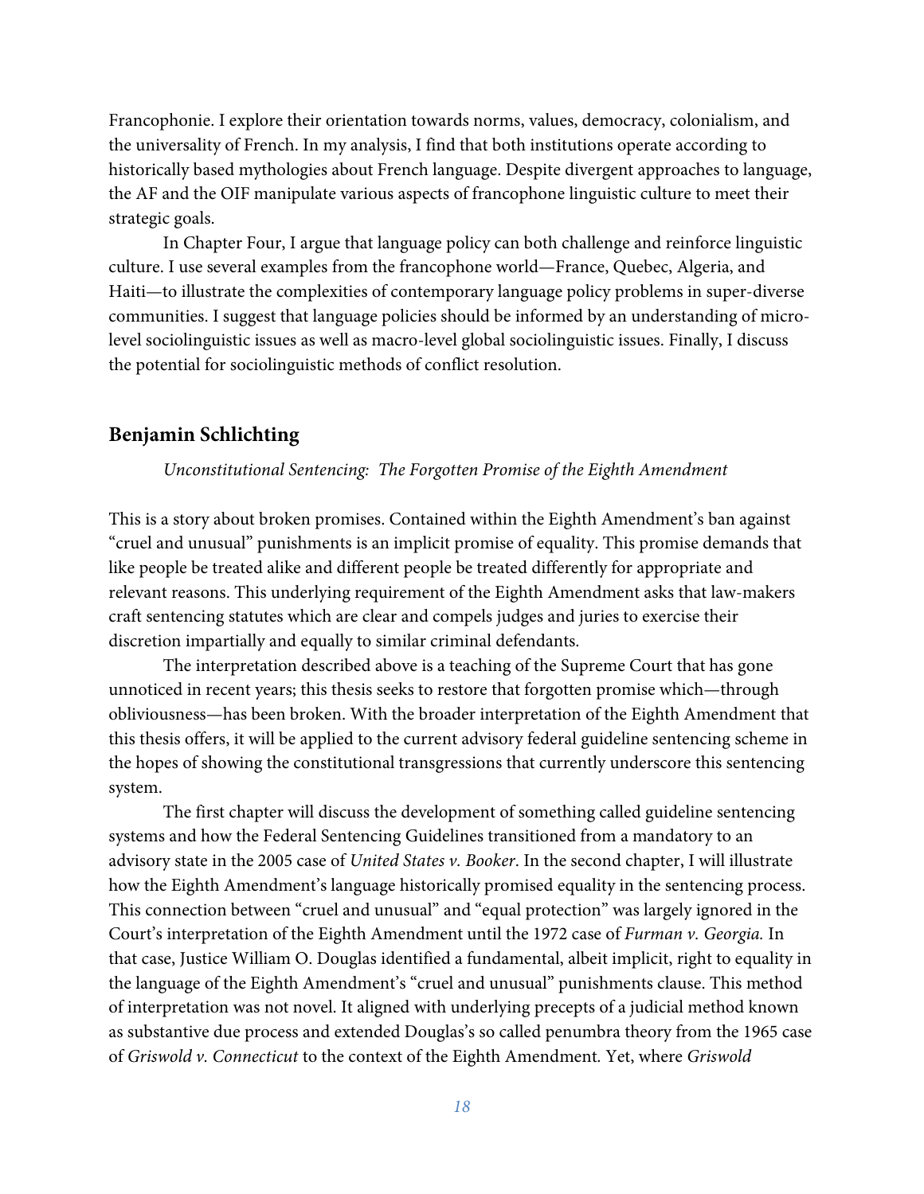Francophonie. I explore their orientation towards norms, values, democracy, colonialism, and the universality of French. In my analysis, I find that both institutions operate according to historically based mythologies about French language. Despite divergent approaches to language, the AF and the OIF manipulate various aspects of francophone linguistic culture to meet their strategic goals.

In Chapter Four, I argue that language policy can both challenge and reinforce linguistic culture. I use several examples from the francophone world—France, Quebec, Algeria, and Haiti—to illustrate the complexities of contemporary language policy problems in super-diverse communities. I suggest that language policies should be informed by an understanding of micro-level sociolinguistic issues as well as macro-level global sociolinguistic issues. Finally, I discuss the potential for sociolinguistic methods of conflict resolution.

## Benjamin Schlichting

*Unconstitutional Sentencing: The Forgotten Promise of the Eighth Amendment*

This is a story about broken promises. Contained within the Eighth Amendment's ban against "cruel and unusual" punishments is an implicit promise of equality. This promise demands that like people be treated alike and different people be treated differently for appropriate and relevant reasons. This underlying requirement of the Eighth Amendment asks that law-makers craft sentencing statutes which are clear and compels judges and juries to exercise their discretion impartially and equally to similar criminal defendants.

The interpretation described above is a teaching of the Supreme Court that has gone unnoticed in recent years; this thesis seeks to restore that forgotten promise which—through obliviousness—has been broken. With the broader interpretation of the Eighth Amendment that this thesis offers, it will be applied to the current advisory federal guideline sentencing scheme in the hopes of showing the constitutional transgressions that currently underscore this sentencing system.

The first chapter will discuss the development of something called guideline sentencing systems and how the Federal Sentencing Guidelines transitioned from a mandatory to an advisory state in the 2005 case of *United States v. Booker*. In the second chapter, I will illustrate how the Eighth Amendment's language historically promised equality in the sentencing process. This connection between "cruel and unusual" and "equal protection" was largely ignored in the Court's interpretation of the Eighth Amendment until the 1972 case of *Furman v. Georgia.* In that case, Justice William O. Douglas identified a fundamental, albeit implicit, right to equality in the language of the Eighth Amendment's "cruel and unusual" punishments clause. This method of interpretation was not novel. It aligned with underlying precepts of a judicial method known as substantive due process and extended Douglas's so called penumbra theory from the 1965 case of *Griswold v. Connecticut* to the context of the Eighth Amendment. Yet, where *Griswold*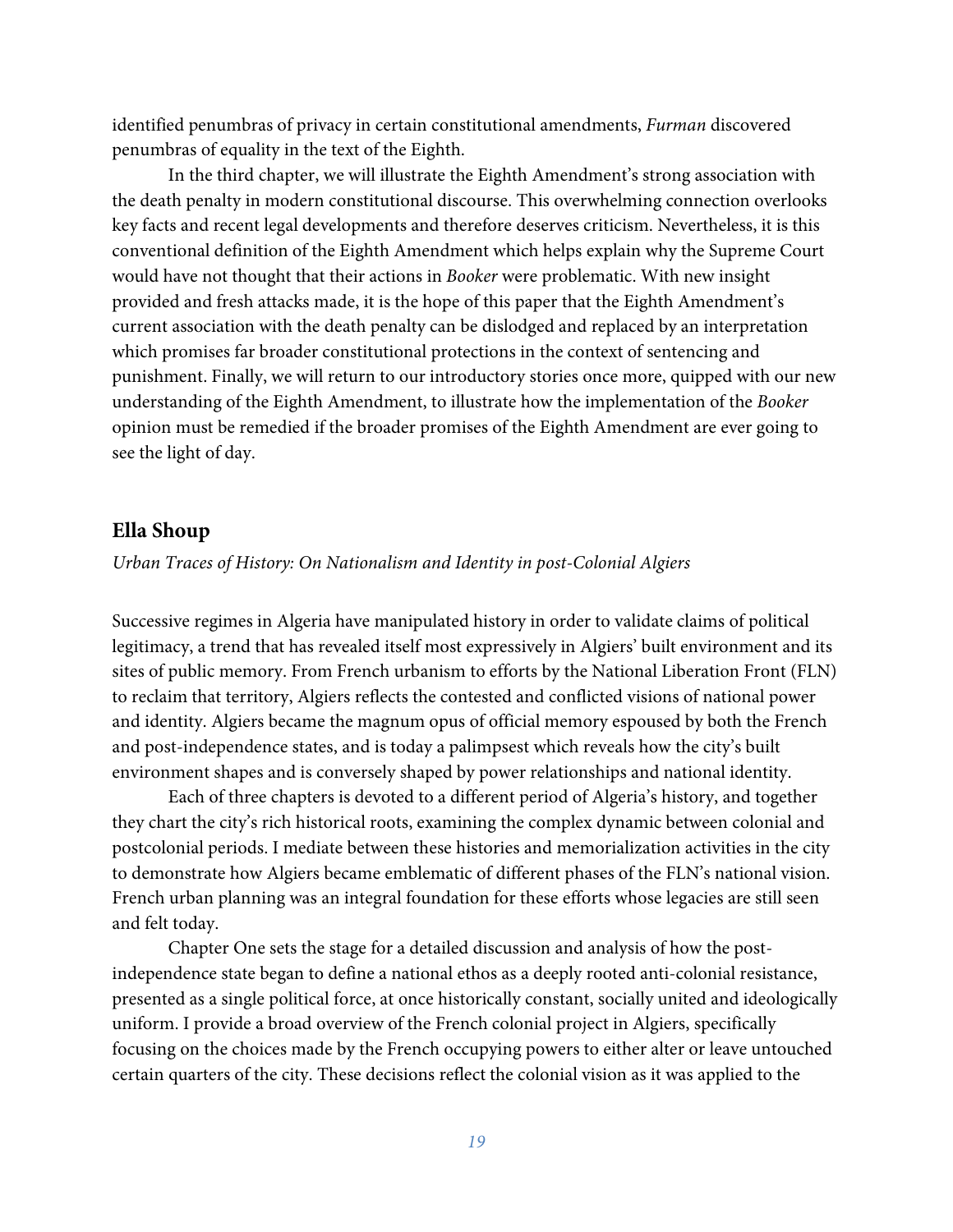identified penumbras of privacy in certain constitutional amendments, *Furman* discovered penumbras of equality in the text of the Eighth.

In the third chapter, we will illustrate the Eighth Amendment's strong association with the death penalty in modern constitutional discourse. This overwhelming connection overlooks key facts and recent legal developments and therefore deserves criticism. Nevertheless, it is this conventional definition of the Eighth Amendment which helps explain why the Supreme Court would have not thought that their actions in *Booker* were problematic. With new insight provided and fresh attacks made, it is the hope of this paper that the Eighth Amendment's current association with the death penalty can be dislodged and replaced by an interpretation which promises far broader constitutional protections in the context of sentencing and punishment. Finally, we will return to our introductory stories once more, quipped with our new understanding of the Eighth Amendment, to illustrate how the implementation of the *Booker* opinion must be remedied if the broader promises of the Eighth Amendment are ever going to see the light of day.

## Ella Shoup

*Urban Traces of History: On Nationalism and Identity in post-Colonial Algiers*

Successive regimes in Algeria have manipulated history in order to validate claims of political legitimacy, a trend that has revealed itself most expressively in Algiers' built environment and its sites of public memory. From French urbanism to efforts by the National Liberation Front (FLN) to reclaim that territory, Algiers reflects the contested and conflicted visions of national power and identity. Algiers became the magnum opus of official memory espoused by both the French and post-independence states, and is today a palimpsest which reveals how the city's built environment shapes and is conversely shaped by power relationships and national identity.

Each of three chapters is devoted to a different period of Algeria's history, and together they chart the city's rich historical roots, examining the complex dynamic between colonial and postcolonial periods. I mediate between these histories and memorialization activities in the city to demonstrate how Algiers became emblematic of different phases of the FLN's national vision. French urban planning was an integral foundation for these efforts whose legacies are still seen and felt today.

Chapter One sets the stage for a detailed discussion and analysis of how the post-independence state began to define a national ethos as a deeply rooted anti-colonial resistance, presented as a single political force, at once historically constant, socially united and ideologically uniform. I provide a broad overview of the French colonial project in Algiers, specifically focusing on the choices made by the French occupying powers to either alter or leave untouched certain quarters of the city. These decisions reflect the colonial vision as it was applied to the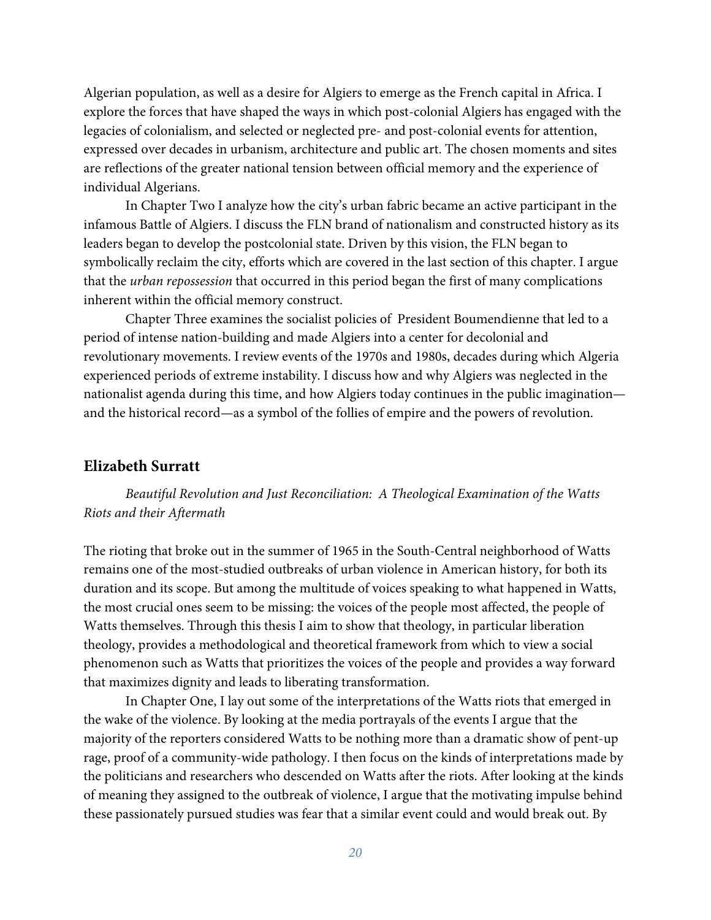Algerian population, as well as a desire for Algiers to emerge as the French capital in Africa. I explore the forces that have shaped the ways in which post-colonial Algiers has engaged with the legacies of colonialism, and selected or neglected pre- and post-colonial events for attention, expressed over decades in urbanism, architecture and public art. The chosen moments and sites are reflections of the greater national tension between official memory and the experience of individual Algerians.

In Chapter Two I analyze how the city's urban fabric became an active participant in the infamous Battle of Algiers. I discuss the FLN brand of nationalism and constructed history as its leaders began to develop the postcolonial state. Driven by this vision, the FLN began to symbolically reclaim the city, efforts which are covered in the last section of this chapter. I argue that the *urban repossession* that occurred in this period began the first of many complications inherent within the official memory construct.

Chapter Three examines the socialist policies of President Boumendienne that led to a period of intense nation-building and made Algiers into a center for decolonial and revolutionary movements. I review events of the 1970s and 1980s, decades during which Algeria experienced periods of extreme instability. I discuss how and why Algiers was neglected in the nationalist agenda during this time, and how Algiers today continues in the public imagination—and the historical record—as a symbol of the follies of empire and the powers of revolution.

## Elizabeth Surratt

*Beautiful Revolution and Just Reconciliation: A Theological Examination of the Watts Riots and their Aftermath*

The rioting that broke out in the summer of 1965 in the South-Central neighborhood of Watts remains one of the most-studied outbreaks of urban violence in American history, for both its duration and its scope. But among the multitude of voices speaking to what happened in Watts, the most crucial ones seem to be missing: the voices of the people most affected, the people of Watts themselves. Through this thesis I aim to show that theology, in particular liberation theology, provides a methodological and theoretical framework from which to view a social phenomenon such as Watts that prioritizes the voices of the people and provides a way forward that maximizes dignity and leads to liberating transformation.

In Chapter One, I lay out some of the interpretations of the Watts riots that emerged in the wake of the violence. By looking at the media portrayals of the events I argue that the majority of the reporters considered Watts to be nothing more than a dramatic show of pent-up rage, proof of a community-wide pathology. I then focus on the kinds of interpretations made by the politicians and researchers who descended on Watts after the riots. After looking at the kinds of meaning they assigned to the outbreak of violence, I argue that the motivating impulse behind these passionately pursued studies was fear that a similar event could and would break out. By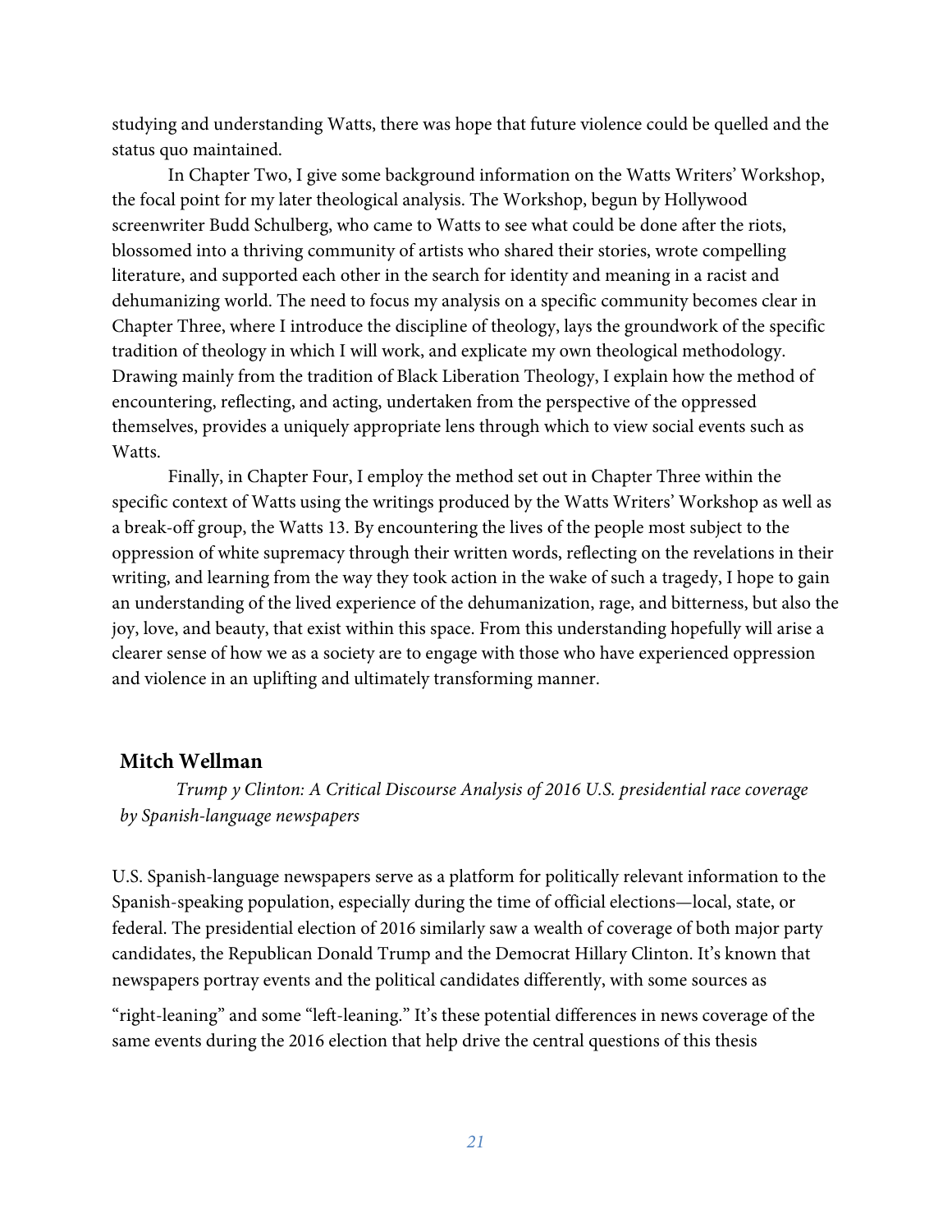studying and understanding Watts, there was hope that future violence could be quelled and the status quo maintained.

In Chapter Two, I give some background information on the Watts Writers' Workshop, the focal point for my later theological analysis. The Workshop, begun by Hollywood screenwriter Budd Schulberg, who came to Watts to see what could be done after the riots, blossomed into a thriving community of artists who shared their stories, wrote compelling literature, and supported each other in the search for identity and meaning in a racist and dehumanizing world. The need to focus my analysis on a specific community becomes clear in Chapter Three, where I introduce the discipline of theology, lays the groundwork of the specific tradition of theology in which I will work, and explicate my own theological methodology. Drawing mainly from the tradition of Black Liberation Theology, I explain how the method of encountering, reflecting, and acting, undertaken from the perspective of the oppressed themselves, provides a uniquely appropriate lens through which to view social events such as Watts.

Finally, in Chapter Four, I employ the method set out in Chapter Three within the specific context of Watts using the writings produced by the Watts Writers' Workshop as well as a break-off group, the Watts 13. By encountering the lives of the people most subject to the oppression of white supremacy through their written words, reflecting on the revelations in their writing, and learning from the way they took action in the wake of such a tragedy, I hope to gain an understanding of the lived experience of the dehumanization, rage, and bitterness, but also the joy, love, and beauty, that exist within this space. From this understanding hopefully will arise a clearer sense of how we as a society are to engage with those who have experienced oppression and violence in an uplifting and ultimately transforming manner.

## Mitch Wellman

*Trump y Clinton: A Critical Discourse Analysis of 2016 U.S. presidential race coverage by Spanish-language newspapers*

U.S. Spanish-language newspapers serve as a platform for politically relevant information to the Spanish-speaking population, especially during the time of official elections—local, state, or federal. The presidential election of 2016 similarly saw a wealth of coverage of both major party candidates, the Republican Donald Trump and the Democrat Hillary Clinton. It's known that newspapers portray events and the political candidates differently, with some sources as "right-leaning" and some "left-leaning." It's these potential differences in news coverage of the same events during the 2016 election that help drive the central questions of this thesis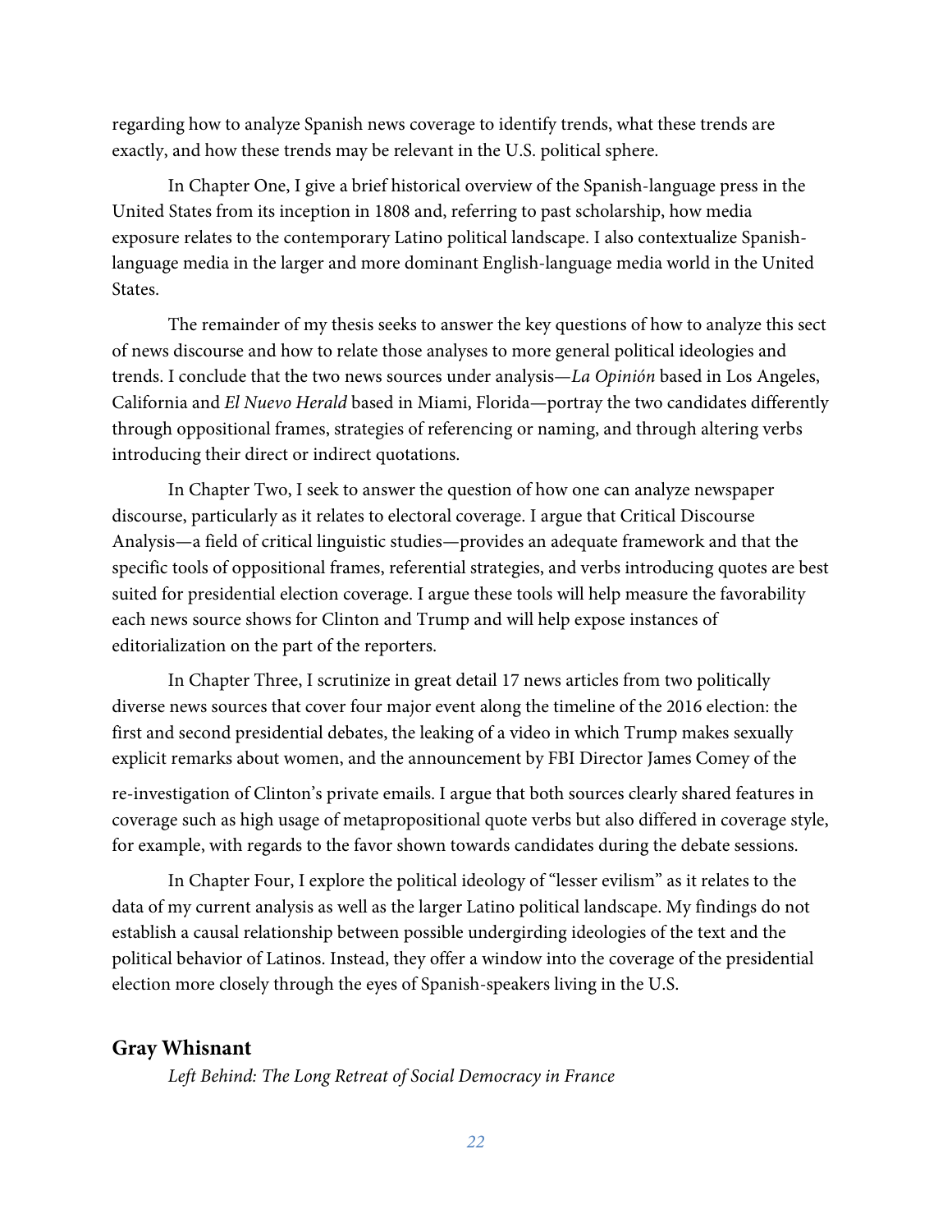regarding how to analyze Spanish news coverage to identify trends, what these trends are exactly, and how these trends may be relevant in the U.S. political sphere.

In Chapter One, I give a brief historical overview of the Spanish-language press in the United States from its inception in 1808 and, referring to past scholarship, how media exposure relates to the contemporary Latino political landscape. I also contextualize Spanish-language media in the larger and more dominant English-language media world in the United States.

The remainder of my thesis seeks to answer the key questions of how to analyze this sect of news discourse and how to relate those analyses to more general political ideologies and trends. I conclude that the two news sources under analysis—*La Opinión* based in Los Angeles, California and *El Nuevo Herald* based in Miami, Florida—portray the two candidates differently through oppositional frames, strategies of referencing or naming, and through altering verbs introducing their direct or indirect quotations.

In Chapter Two, I seek to answer the question of how one can analyze newspaper discourse, particularly as it relates to electoral coverage. I argue that Critical Discourse Analysis—a field of critical linguistic studies—provides an adequate framework and that the specific tools of oppositional frames, referential strategies, and verbs introducing quotes are best suited for presidential election coverage. I argue these tools will help measure the favorability each news source shows for Clinton and Trump and will help expose instances of editorialization on the part of the reporters.

In Chapter Three, I scrutinize in great detail 17 news articles from two politically diverse news sources that cover four major event along the timeline of the 2016 election: the first and second presidential debates, the leaking of a video in which Trump makes sexually explicit remarks about women, and the announcement by FBI Director James Comey of the re-investigation of Clinton's private emails. I argue that both sources clearly shared features in coverage such as high usage of metapropositional quote verbs but also differed in coverage style, for example, with regards to the favor shown towards candidates during the debate sessions.

In Chapter Four, I explore the political ideology of "lesser evilism" as it relates to the data of my current analysis as well as the larger Latino political landscape. My findings do not establish a causal relationship between possible undergirding ideologies of the text and the political behavior of Latinos. Instead, they offer a window into the coverage of the presidential election more closely through the eyes of Spanish-speakers living in the U.S.

### Gray Whisnant

*Left Behind: The Long Retreat of Social Democracy in France*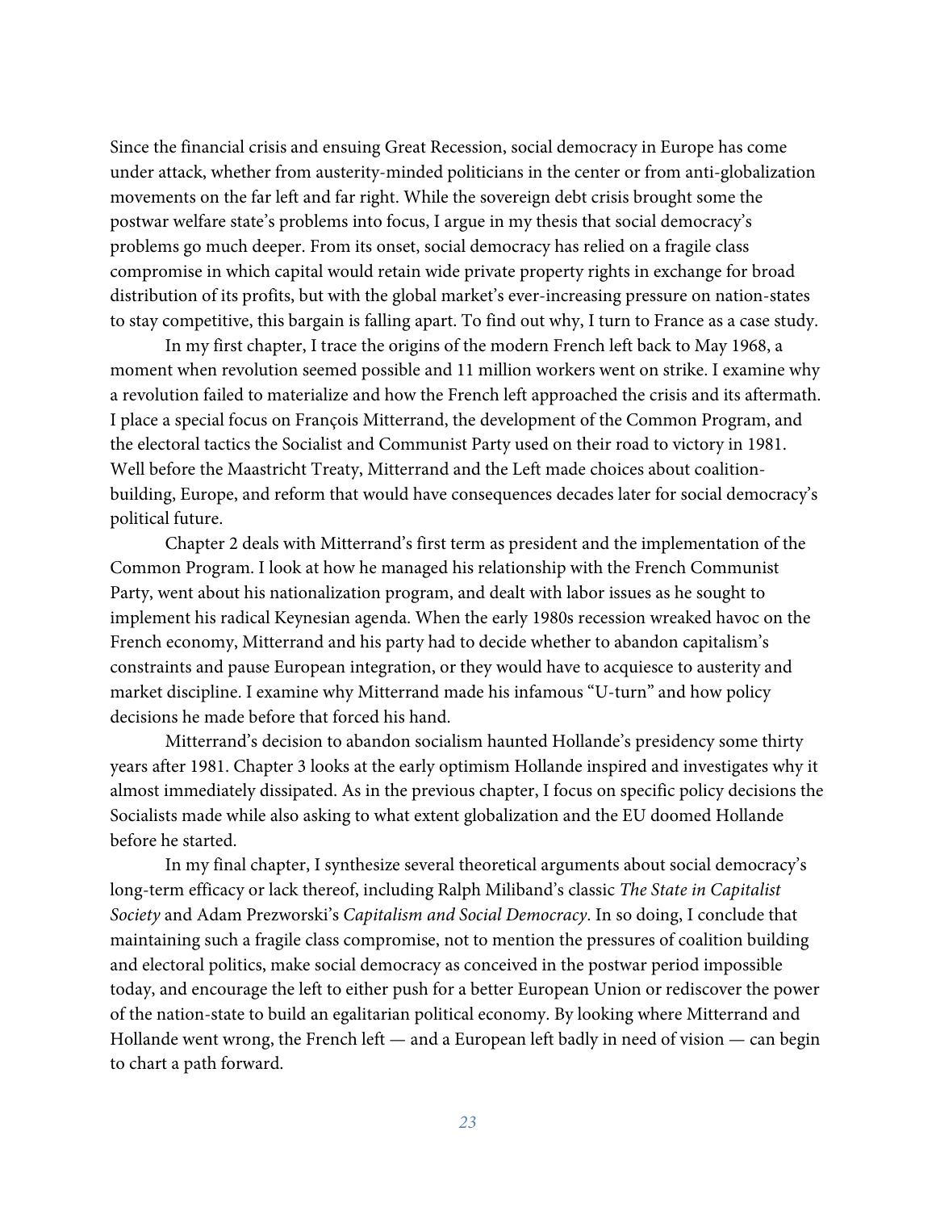Since the financial crisis and ensuing Great Recession, social democracy in Europe has come under attack, whether from austerity-minded politicians in the center or from anti-globalization movements on the far left and far right. While the sovereign debt crisis brought some the postwar welfare state's problems into focus, I argue in my thesis that social democracy's problems go much deeper. From its onset, social democracy has relied on a fragile class compromise in which capital would retain wide private property rights in exchange for broad distribution of its profits, but with the global market's ever-increasing pressure on nation-states to stay competitive, this bargain is falling apart. To find out why, I turn to France as a case study.

In my first chapter, I trace the origins of the modern French left back to May 1968, a moment when revolution seemed possible and 11 million workers went on strike. I examine why a revolution failed to materialize and how the French left approached the crisis and its aftermath. I place a special focus on François Mitterrand, the development of the Common Program, and the electoral tactics the Socialist and Communist Party used on their road to victory in 1981. Well before the Maastricht Treaty, Mitterrand and the Left made choices about coalition-building, Europe, and reform that would have consequences decades later for social democracy's political future.

Chapter 2 deals with Mitterrand's first term as president and the implementation of the Common Program. I look at how he managed his relationship with the French Communist Party, went about his nationalization program, and dealt with labor issues as he sought to implement his radical Keynesian agenda. When the early 1980s recession wreaked havoc on the French economy, Mitterrand and his party had to decide whether to abandon capitalism's constraints and pause European integration, or they would have to acquiesce to austerity and market discipline. I examine why Mitterrand made his infamous "U-turn" and how policy decisions he made before that forced his hand.

Mitterrand's decision to abandon socialism haunted Hollande's presidency some thirty years after 1981. Chapter 3 looks at the early optimism Hollande inspired and investigates why it almost immediately dissipated. As in the previous chapter, I focus on specific policy decisions the Socialists made while also asking to what extent globalization and the EU doomed Hollande before he started.

In my final chapter, I synthesize several theoretical arguments about social democracy's long-term efficacy or lack thereof, including Ralph Miliband's classic *The State in Capitalist Society* and Adam Prezworski's *Capitalism and Social Democracy*. In so doing, I conclude that maintaining such a fragile class compromise, not to mention the pressures of coalition building and electoral politics, make social democracy as conceived in the postwar period impossible today, and encourage the left to either push for a better European Union or rediscover the power of the nation-state to build an egalitarian political economy. By looking where Mitterrand and Hollande went wrong, the French left — and a European left badly in need of vision — can begin to chart a path forward.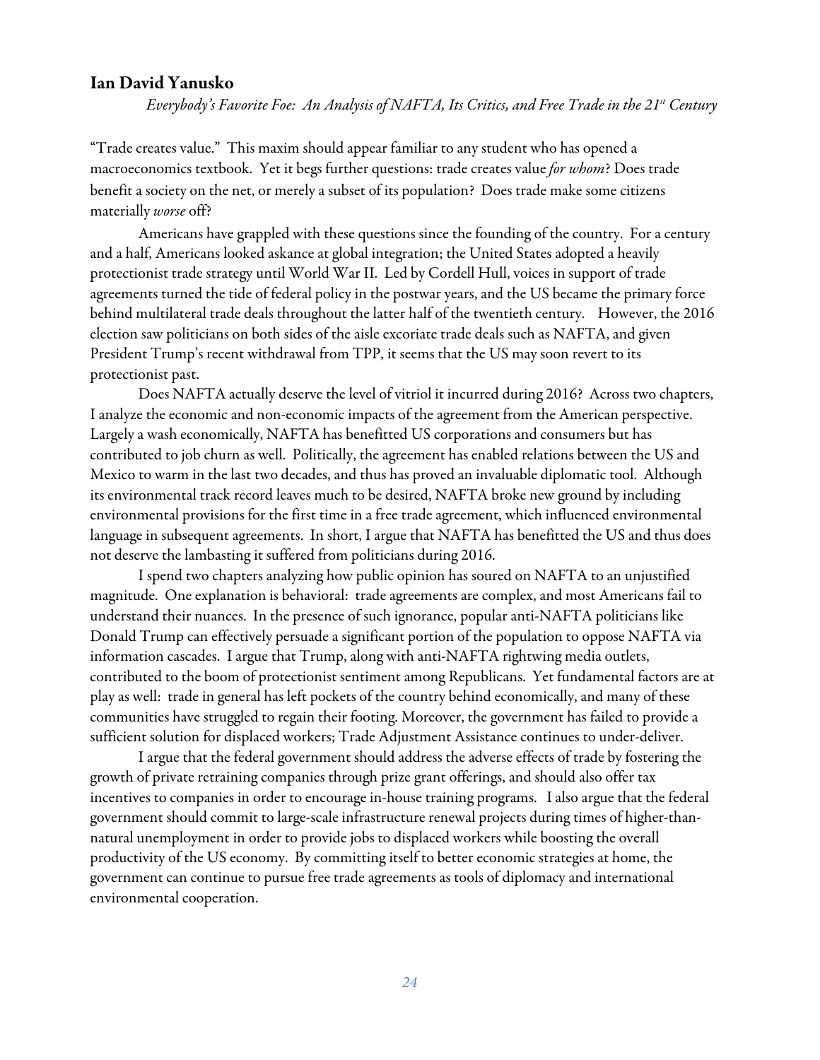## Ian David Yanusko

*Everybody's Favorite Foe: An Analysis of NAFTA, Its Critics, and Free Trade in the 21st Century*

"Trade creates value." This maxim should appear familiar to any student who has opened a macroeconomics textbook. Yet it begs further questions: trade creates value *for whom*? Does trade benefit a society on the net, or merely a subset of its population? Does trade make some citizens materially *worse* off?

Americans have grappled with these questions since the founding of the country. For a century and a half, Americans looked askance at global integration; the United States adopted a heavily protectionist trade strategy until World War II. Led by Cordell Hull, voices in support of trade agreements turned the tide of federal policy in the postwar years, and the US became the primary force behind multilateral trade deals throughout the latter half of the twentieth century. However, the 2016 election saw politicians on both sides of the aisle excoriate trade deals such as NAFTA, and given President Trump's recent withdrawal from TPP, it seems that the US may soon revert to its protectionist past.

Does NAFTA actually deserve the level of vitriol it incurred during 2016? Across two chapters, I analyze the economic and non-economic impacts of the agreement from the American perspective. Largely a wash economically, NAFTA has benefitted US corporations and consumers but has contributed to job churn as well. Politically, the agreement has enabled relations between the US and Mexico to warm in the last two decades, and thus has proved an invaluable diplomatic tool. Although its environmental track record leaves much to be desired, NAFTA broke new ground by including environmental provisions for the first time in a free trade agreement, which influenced environmental language in subsequent agreements. In short, I argue that NAFTA has benefitted the US and thus does not deserve the lambasting it suffered from politicians during 2016.

I spend two chapters analyzing how public opinion has soured on NAFTA to an unjustified magnitude. One explanation is behavioral: trade agreements are complex, and most Americans fail to understand their nuances. In the presence of such ignorance, popular anti-NAFTA politicians like Donald Trump can effectively persuade a significant portion of the population to oppose NAFTA via information cascades. I argue that Trump, along with anti-NAFTA rightwing media outlets, contributed to the boom of protectionist sentiment among Republicans. Yet fundamental factors are at play as well: trade in general has left pockets of the country behind economically, and many of these communities have struggled to regain their footing. Moreover, the government has failed to provide a sufficient solution for displaced workers; Trade Adjustment Assistance continues to under-deliver.

I argue that the federal government should address the adverse effects of trade by fostering the growth of private retraining companies through prize grant offerings, and should also offer tax incentives to companies in order to encourage in-house training programs. I also argue that the federal government should commit to large-scale infrastructure renewal projects during times of higher-than-natural unemployment in order to provide jobs to displaced workers while boosting the overall productivity of the US economy. By committing itself to better economic strategies at home, the government can continue to pursue free trade agreements as tools of diplomacy and international environmental cooperation.